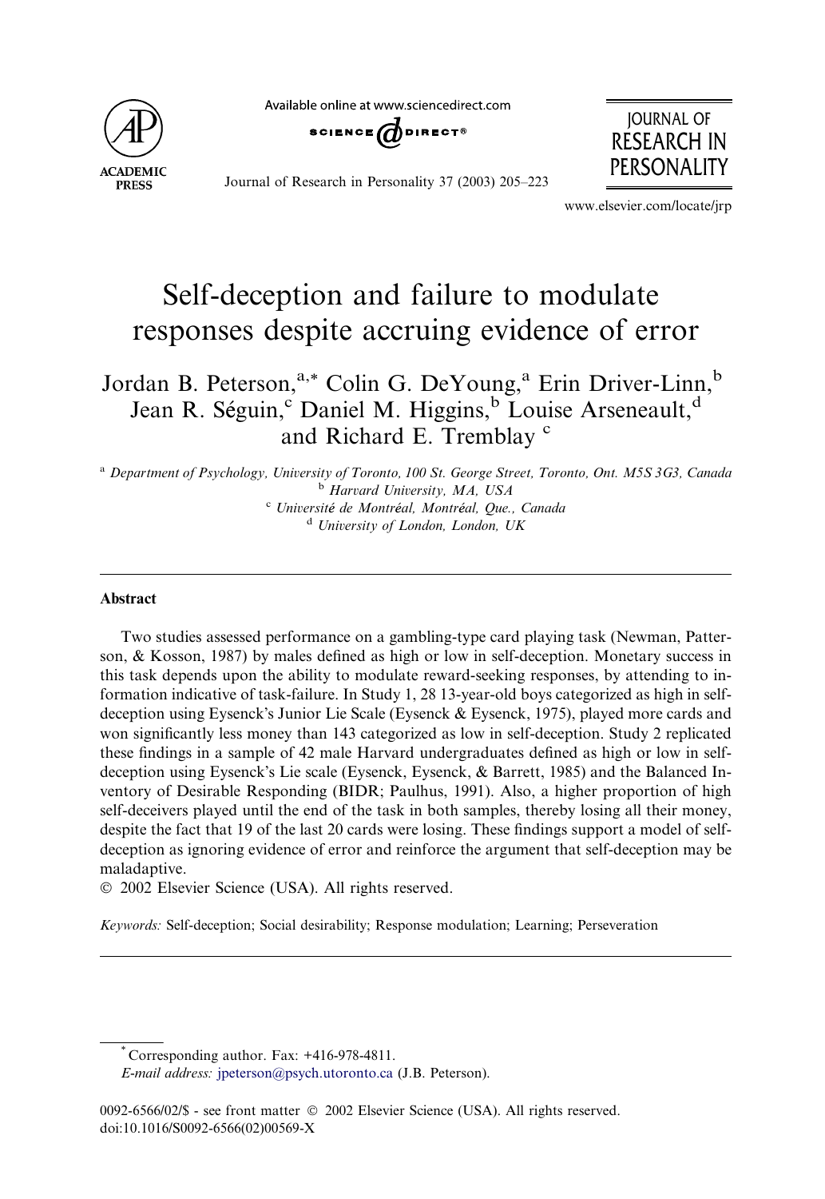# Self-deception and failure to modulate responses despite accruing evidence of error

Jordan B. Peterson,[a,*] Colin G. DeYoung,[a] Erin Driver-Linn,[b] Jean R. Séguin,[c] Daniel M. Higgins,[b] Louise Arseneault,[d] and Richard E. Tremblay [c]

[a] Department of Psychology, University of Toronto, 100 St. George Street, Toronto, Ont. M5S 3G3, Canada
[b] Harvard University, MA, USA
[c] Université de Montréal, Montréal, Que., Canada
[d] University of London, London, UK

## Abstract

Two studies assessed performance on a gambling-type card playing task (Newman, Patterson, & Kosson, 1987) by males defined as high or low in self-deception. Monetary success in this task depends upon the ability to modulate reward-seeking responses, by attending to information indicative of task-failure. In Study 1, 28 13-year-old boys categorized as high in self-deception using Eysenck's Junior Lie Scale (Eysenck & Eysenck, 1975), played more cards and won significantly less money than 143 categorized as low in self-deception. Study 2 replicated these findings in a sample of 42 male Harvard undergraduates defined as high or low in self-deception using Eysenck's Lie scale (Eysenck, Eysenck, & Barrett, 1985) and the Balanced Inventory of Desirable Responding (BIDR; Paulhus, 1991). Also, a higher proportion of high self-deceivers played until the end of the task in both samples, thereby losing all their money, despite the fact that 19 of the last 20 cards were losing. These findings support a model of self-deception as ignoring evidence of error and reinforce the argument that self-deception may be maladaptive.

© 2002 Elsevier Science (USA). All rights reserved.

*Keywords:* Self-deception; Social desirability; Response modulation; Learning; Perseveration

---

[*] Corresponding author. Fax: +416-978-4811.
*E-mail address:* jpeterson@psych.utoronto.ca (J.B. Peterson).

0092-6566/02/$ - see front matter © 2002 Elsevier Science (USA). All rights reserved.
doi:10.1016/S0092-6566(02)00569-X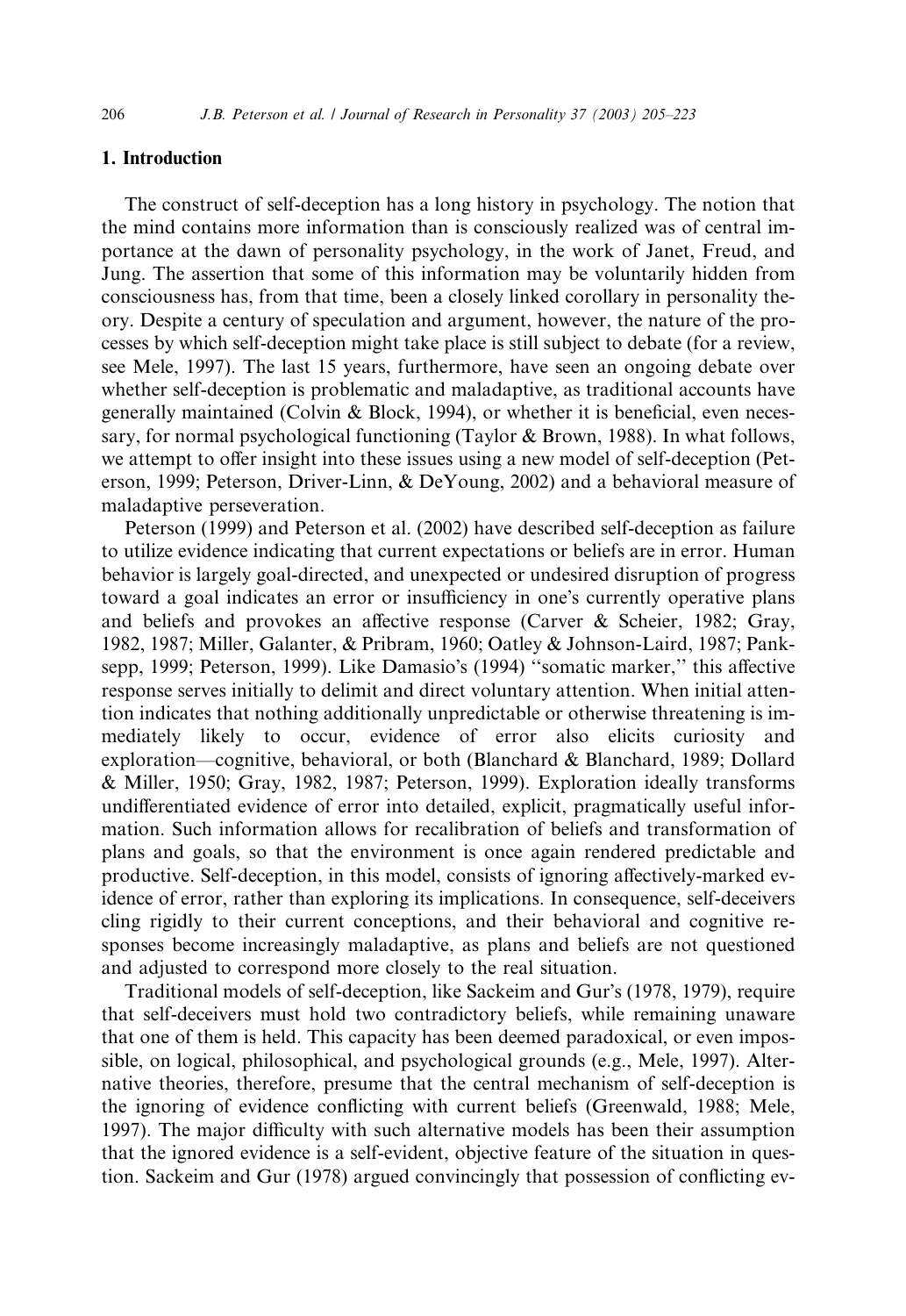## 1. Introduction

The construct of self-deception has a long history in psychology. The notion that the mind contains more information than is consciously realized was of central importance at the dawn of personality psychology, in the work of Janet, Freud, and Jung. The assertion that some of this information may be voluntarily hidden from consciousness has, from that time, been a closely linked corollary in personality theory. Despite a century of speculation and argument, however, the nature of the processes by which self-deception might take place is still subject to debate (for a review, see Mele, 1997). The last 15 years, furthermore, have seen an ongoing debate over whether self-deception is problematic and maladaptive, as traditional accounts have generally maintained (Colvin & Block, 1994), or whether it is beneficial, even necessary, for normal psychological functioning (Taylor & Brown, 1988). In what follows, we attempt to offer insight into these issues using a new model of self-deception (Peterson, 1999; Peterson, Driver-Linn, & DeYoung, 2002) and a behavioral measure of maladaptive perseveration.

Peterson (1999) and Peterson et al. (2002) have described self-deception as failure to utilize evidence indicating that current expectations or beliefs are in error. Human behavior is largely goal-directed, and unexpected or undesired disruption of progress toward a goal indicates an error or insufficiency in one's currently operative plans and beliefs and provokes an affective response (Carver & Scheier, 1982; Gray, 1982, 1987; Miller, Galanter, & Pribram, 1960; Oatley & Johnson-Laird, 1987; Panksepp, 1999; Peterson, 1999). Like Damasio's (1994) "somatic marker," this affective response serves initially to delimit and direct voluntary attention. When initial attention indicates that nothing additionally unpredictable or otherwise threatening is immediately likely to occur, evidence of error also elicits curiosity and exploration—cognitive, behavioral, or both (Blanchard & Blanchard, 1989; Dollard & Miller, 1950; Gray, 1982, 1987; Peterson, 1999). Exploration ideally transforms undifferentiated evidence of error into detailed, explicit, pragmatically useful information. Such information allows for recalibration of beliefs and transformation of plans and goals, so that the environment is once again rendered predictable and productive. Self-deception, in this model, consists of ignoring affectively-marked evidence of error, rather than exploring its implications. In consequence, self-deceivers cling rigidly to their current conceptions, and their behavioral and cognitive responses become increasingly maladaptive, as plans and beliefs are not questioned and adjusted to correspond more closely to the real situation.

Traditional models of self-deception, like Sackeim and Gur's (1978, 1979), require that self-deceivers must hold two contradictory beliefs, while remaining unaware that one of them is held. This capacity has been deemed paradoxical, or even impossible, on logical, philosophical, and psychological grounds (e.g., Mele, 1997). Alternative theories, therefore, presume that the central mechanism of self-deception is the ignoring of evidence conflicting with current beliefs (Greenwald, 1988; Mele, 1997). The major difficulty with such alternative models has been their assumption that the ignored evidence is a self-evident, objective feature of the situation in question. Sackeim and Gur (1978) argued convincingly that possession of conflicting ev-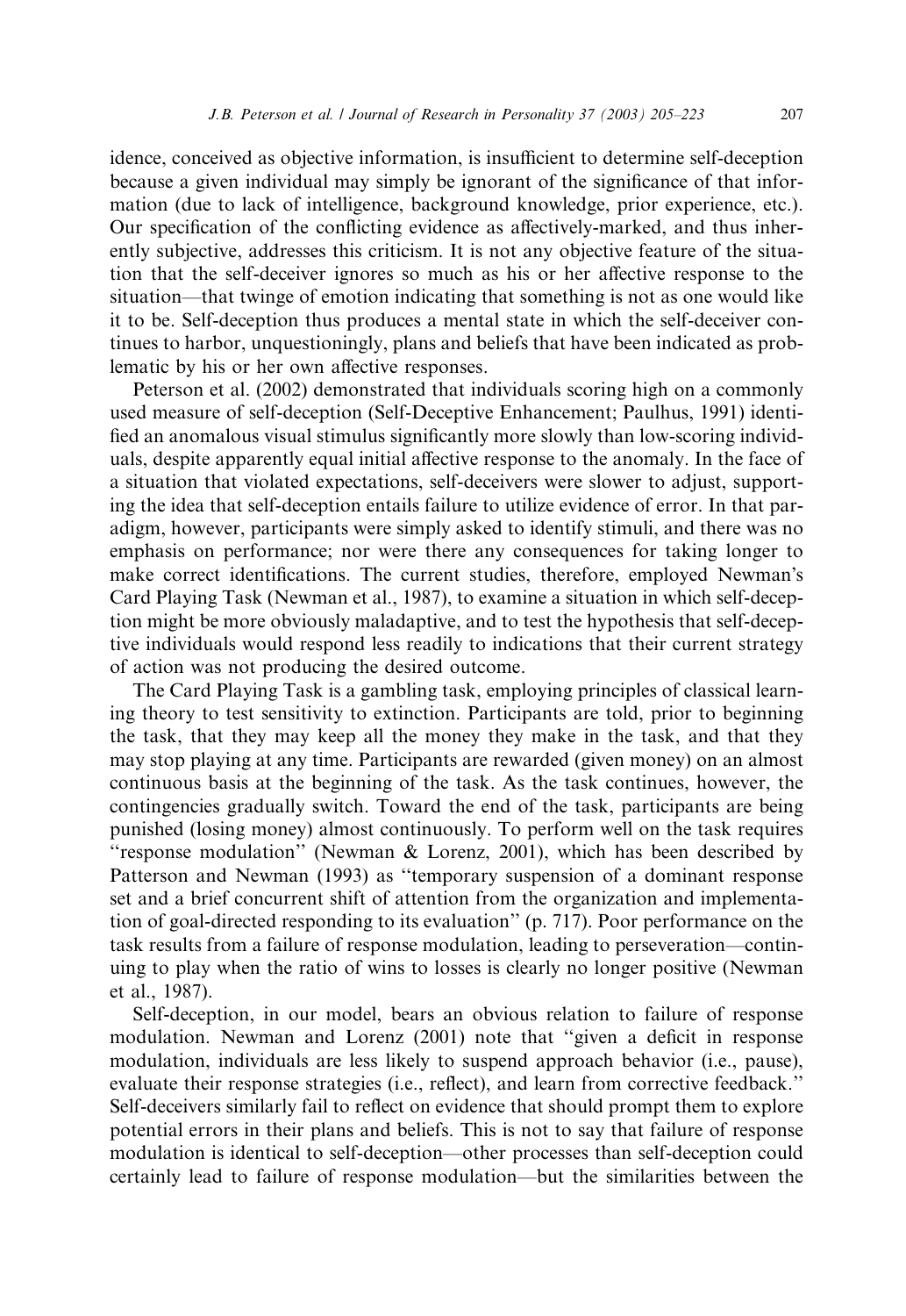idence, conceived as objective information, is insufficient to determine self-deception because a given individual may simply be ignorant of the significance of that information (due to lack of intelligence, background knowledge, prior experience, etc.). Our specification of the conflicting evidence as affectively-marked, and thus inherently subjective, addresses this criticism. It is not any objective feature of the situation that the self-deceiver ignores so much as his or her affective response to the situation—that twinge of emotion indicating that something is not as one would like it to be. Self-deception thus produces a mental state in which the self-deceiver continues to harbor, unquestioningly, plans and beliefs that have been indicated as problematic by his or her own affective responses.

Peterson et al. (2002) demonstrated that individuals scoring high on a commonly used measure of self-deception (Self-Deceptive Enhancement; Paulhus, 1991) identified an anomalous visual stimulus significantly more slowly than low-scoring individuals, despite apparently equal initial affective response to the anomaly. In the face of a situation that violated expectations, self-deceivers were slower to adjust, supporting the idea that self-deception entails failure to utilize evidence of error. In that paradigm, however, participants were simply asked to identify stimuli, and there was no emphasis on performance; nor were there any consequences for taking longer to make correct identifications. The current studies, therefore, employed Newman's Card Playing Task (Newman et al., 1987), to examine a situation in which self-deception might be more obviously maladaptive, and to test the hypothesis that self-deceptive individuals would respond less readily to indications that their current strategy of action was not producing the desired outcome.

The Card Playing Task is a gambling task, employing principles of classical learning theory to test sensitivity to extinction. Participants are told, prior to beginning the task, that they may keep all the money they make in the task, and that they may stop playing at any time. Participants are rewarded (given money) on an almost continuous basis at the beginning of the task. As the task continues, however, the contingencies gradually switch. Toward the end of the task, participants are being punished (losing money) almost continuously. To perform well on the task requires "response modulation" (Newman & Lorenz, 2001), which has been described by Patterson and Newman (1993) as "temporary suspension of a dominant response set and a brief concurrent shift of attention from the organization and implementation of goal-directed responding to its evaluation" (p. 717). Poor performance on the task results from a failure of response modulation, leading to perseveration—continuing to play when the ratio of wins to losses is clearly no longer positive (Newman et al., 1987).

Self-deception, in our model, bears an obvious relation to failure of response modulation. Newman and Lorenz (2001) note that "given a deficit in response modulation, individuals are less likely to suspend approach behavior (i.e., pause), evaluate their response strategies (i.e., reflect), and learn from corrective feedback." Self-deceivers similarly fail to reflect on evidence that should prompt them to explore potential errors in their plans and beliefs. This is not to say that failure of response modulation is identical to self-deception—other processes than self-deception could certainly lead to failure of response modulation—but the similarities between the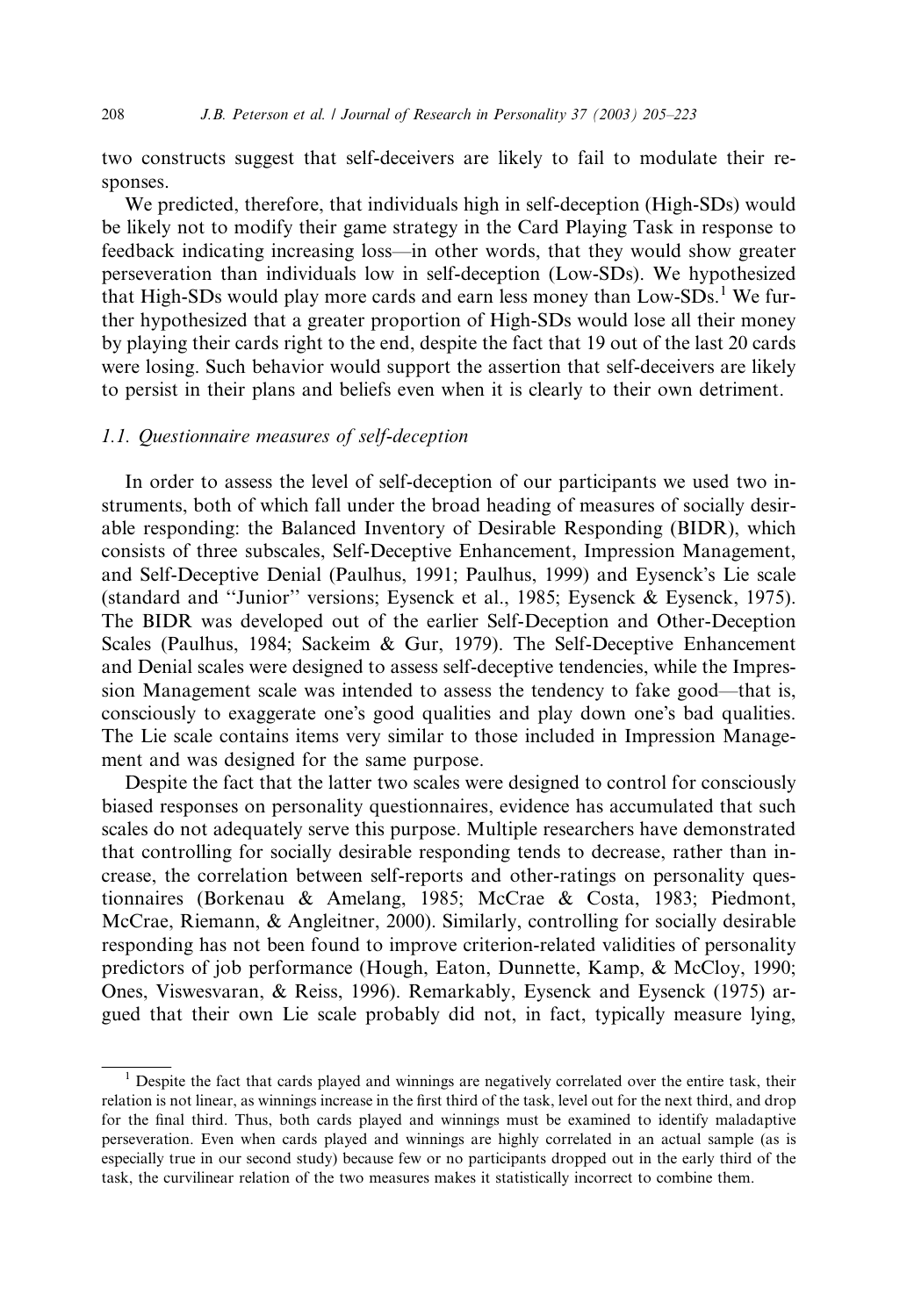two constructs suggest that self-deceivers are likely to fail to modulate their responses.

We predicted, therefore, that individuals high in self-deception (High-SDs) would be likely not to modify their game strategy in the Card Playing Task in response to feedback indicating increasing loss—in other words, that they would show greater perseveration than individuals low in self-deception (Low-SDs). We hypothesized that High-SDs would play more cards and earn less money than Low-SDs.[1] We further hypothesized that a greater proportion of High-SDs would lose all their money by playing their cards right to the end, despite the fact that 19 out of the last 20 cards were losing. Such behavior would support the assertion that self-deceivers are likely to persist in their plans and beliefs even when it is clearly to their own detriment.

### 1.1. Questionnaire measures of self-deception

In order to assess the level of self-deception of our participants we used two instruments, both of which fall under the broad heading of measures of socially desirable responding: the Balanced Inventory of Desirable Responding (BIDR), which consists of three subscales, Self-Deceptive Enhancement, Impression Management, and Self-Deceptive Denial (Paulhus, 1991; Paulhus, 1999) and Eysenck's Lie scale (standard and "Junior" versions; Eysenck et al., 1985; Eysenck & Eysenck, 1975). The BIDR was developed out of the earlier Self-Deception and Other-Deception Scales (Paulhus, 1984; Sackeim & Gur, 1979). The Self-Deceptive Enhancement and Denial scales were designed to assess self-deceptive tendencies, while the Impression Management scale was intended to assess the tendency to fake good—that is, consciously to exaggerate one's good qualities and play down one's bad qualities. The Lie scale contains items very similar to those included in Impression Management and was designed for the same purpose.

Despite the fact that the latter two scales were designed to control for consciously biased responses on personality questionnaires, evidence has accumulated that such scales do not adequately serve this purpose. Multiple researchers have demonstrated that controlling for socially desirable responding tends to decrease, rather than increase, the correlation between self-reports and other-ratings on personality questionnaires (Borkenau & Amelang, 1985; McCrae & Costa, 1983; Piedmont, McCrae, Riemann, & Angleitner, 2000). Similarly, controlling for socially desirable responding has not been found to improve criterion-related validities of personality predictors of job performance (Hough, Eaton, Dunnette, Kamp, & McCloy, 1990; Ones, Viswesvaran, & Reiss, 1996). Remarkably, Eysenck and Eysenck (1975) argued that their own Lie scale probably did not, in fact, typically measure lying,

[1] Despite the fact that cards played and winnings are negatively correlated over the entire task, their relation is not linear, as winnings increase in the first third of the task, level out for the next third, and drop for the final third. Thus, both cards played and winnings must be examined to identify maladaptive perseveration. Even when cards played and winnings are highly correlated in an actual sample (as is especially true in our second study) because few or no participants dropped out in the early third of the task, the curvilinear relation of the two measures makes it statistically incorrect to combine them.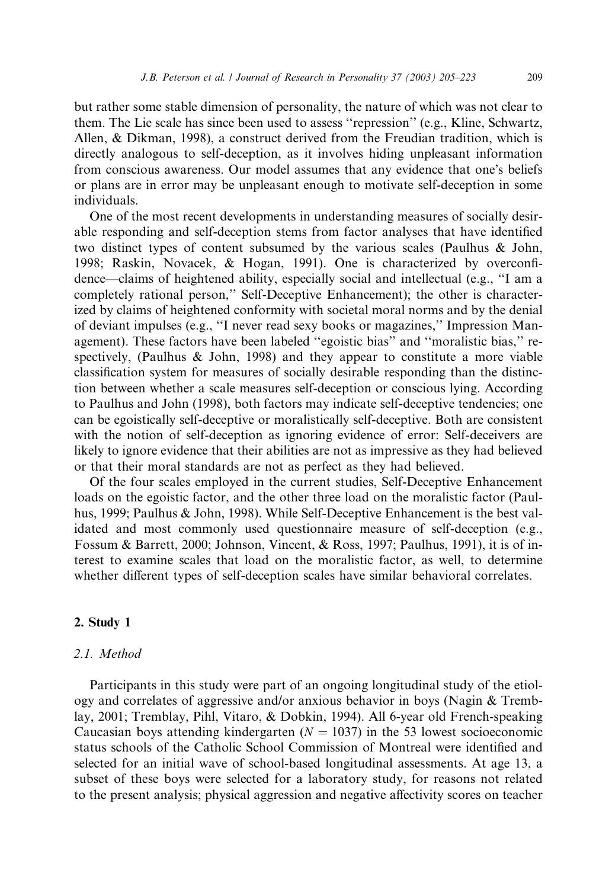but rather some stable dimension of personality, the nature of which was not clear to them. The Lie scale has since been used to assess "repression" (e.g., Kline, Schwartz, Allen, & Dikman, 1998), a construct derived from the Freudian tradition, which is directly analogous to self-deception, as it involves hiding unpleasant information from conscious awareness. Our model assumes that any evidence that one's beliefs or plans are in error may be unpleasant enough to motivate self-deception in some individuals.

One of the most recent developments in understanding measures of socially desirable responding and self-deception stems from factor analyses that have identified two distinct types of content subsumed by the various scales (Paulhus & John, 1998; Raskin, Novacek, & Hogan, 1991). One is characterized by overconfidence—claims of heightened ability, especially social and intellectual (e.g., "I am a completely rational person," Self-Deceptive Enhancement); the other is characterized by claims of heightened conformity with societal moral norms and by the denial of deviant impulses (e.g., "I never read sexy books or magazines," Impression Management). These factors have been labeled "egoistic bias" and "moralistic bias," respectively, (Paulhus & John, 1998) and they appear to constitute a more viable classification system for measures of socially desirable responding than the distinction between whether a scale measures self-deception or conscious lying. According to Paulhus and John (1998), both factors may indicate self-deceptive tendencies; one can be egoistically self-deceptive or moralistically self-deceptive. Both are consistent with the notion of self-deception as ignoring evidence of error: Self-deceivers are likely to ignore evidence that their abilities are not as impressive as they had believed or that their moral standards are not as perfect as they had believed.

Of the four scales employed in the current studies, Self-Deceptive Enhancement loads on the egoistic factor, and the other three load on the moralistic factor (Paulhus, 1999; Paulhus & John, 1998). While Self-Deceptive Enhancement is the best validated and most commonly used questionnaire measure of self-deception (e.g., Fossum & Barrett, 2000; Johnson, Vincent, & Ross, 1997; Paulhus, 1991), it is of interest to examine scales that load on the moralistic factor, as well, to determine whether different types of self-deception scales have similar behavioral correlates.

## 2. Study 1

### 2.1. Method

Participants in this study were part of an ongoing longitudinal study of the etiology and correlates of aggressive and/or anxious behavior in boys (Nagin & Tremblay, 2001; Tremblay, Pihl, Vitaro, & Dobkin, 1994). All 6-year old French-speaking Caucasian boys attending kindergarten ($N = 1037$) in the 53 lowest socioeconomic status schools of the Catholic School Commission of Montreal were identified and selected for an initial wave of school-based longitudinal assessments. At age 13, a subset of these boys were selected for a laboratory study, for reasons not related to the present analysis; physical aggression and negative affectivity scores on teacher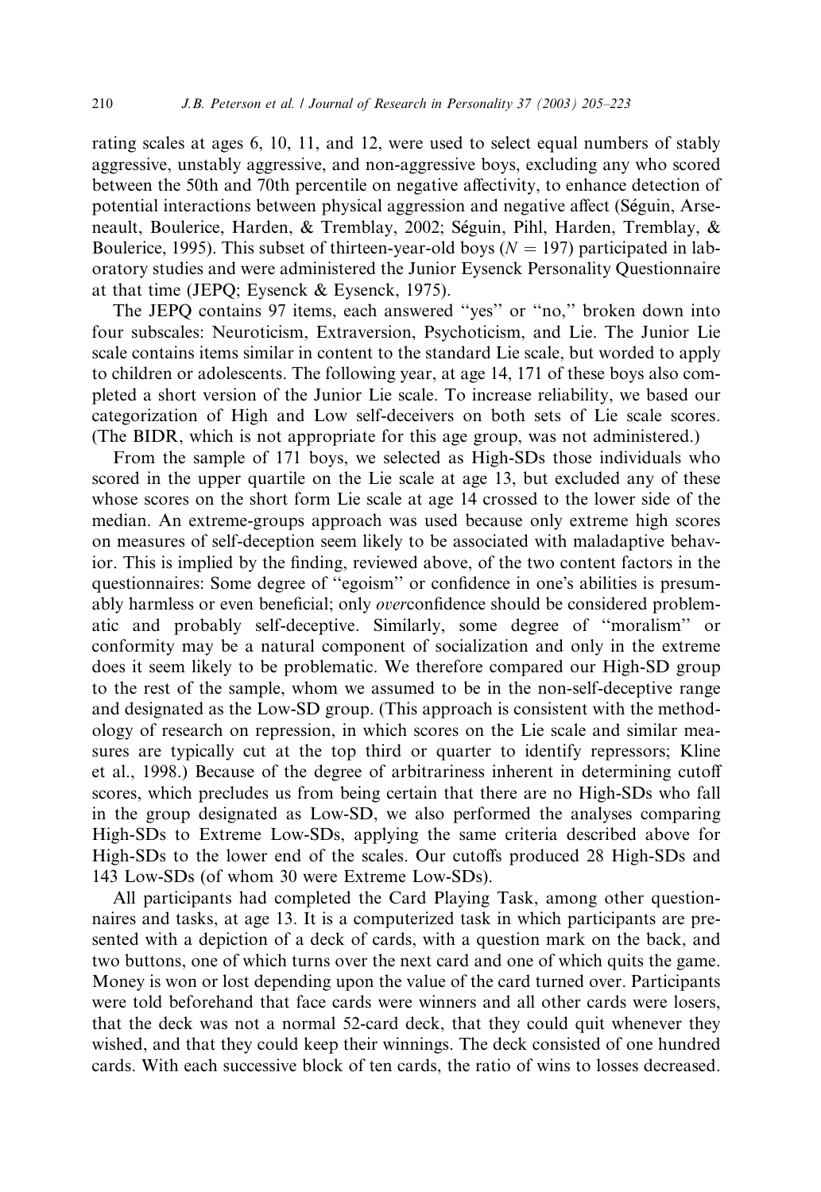rating scales at ages 6, 10, 11, and 12, were used to select equal numbers of stably aggressive, unstably aggressive, and non-aggressive boys, excluding any who scored between the 50th and 70th percentile on negative affectivity, to enhance detection of potential interactions between physical aggression and negative affect (Séguin, Arseneault, Boulerice, Harden, & Tremblay, 2002; Séguin, Pihl, Harden, Tremblay, & Boulerice, 1995). This subset of thirteen-year-old boys ($N = 197$) participated in laboratory studies and were administered the Junior Eysenck Personality Questionnaire at that time (JEPQ; Eysenck & Eysenck, 1975).

The JEPQ contains 97 items, each answered "yes" or "no," broken down into four subscales: Neuroticism, Extraversion, Psychoticism, and Lie. The Junior Lie scale contains items similar in content to the standard Lie scale, but worded to apply to children or adolescents. The following year, at age 14, 171 of these boys also completed a short version of the Junior Lie scale. To increase reliability, we based our categorization of High and Low self-deceivers on both sets of Lie scale scores. (The BIDR, which is not appropriate for this age group, was not administered.)

From the sample of 171 boys, we selected as High-SDs those individuals who scored in the upper quartile on the Lie scale at age 13, but excluded any of these whose scores on the short form Lie scale at age 14 crossed to the lower side of the median. An extreme-groups approach was used because only extreme high scores on measures of self-deception seem likely to be associated with maladaptive behavior. This is implied by the finding, reviewed above, of the two content factors in the questionnaires: Some degree of "egoism" or confidence in one's abilities is presumably harmless or even beneficial; only *over*confidence should be considered problematic and probably self-deceptive. Similarly, some degree of "moralism" or conformity may be a natural component of socialization and only in the extreme does it seem likely to be problematic. We therefore compared our High-SD group to the rest of the sample, whom we assumed to be in the non-self-deceptive range and designated as the Low-SD group. (This approach is consistent with the methodology of research on repression, in which scores on the Lie scale and similar measures are typically cut at the top third or quarter to identify repressors; Kline et al., 1998.) Because of the degree of arbitrariness inherent in determining cutoff scores, which precludes us from being certain that there are no High-SDs who fall in the group designated as Low-SD, we also performed the analyses comparing High-SDs to Extreme Low-SDs, applying the same criteria described above for High-SDs to the lower end of the scales. Our cutoffs produced 28 High-SDs and 143 Low-SDs (of whom 30 were Extreme Low-SDs).

All participants had completed the Card Playing Task, among other questionnaires and tasks, at age 13. It is a computerized task in which participants are presented with a depiction of a deck of cards, with a question mark on the back, and two buttons, one of which turns over the next card and one of which quits the game. Money is won or lost depending upon the value of the card turned over. Participants were told beforehand that face cards were winners and all other cards were losers, that the deck was not a normal 52-card deck, that they could quit whenever they wished, and that they could keep their winnings. The deck consisted of one hundred cards. With each successive block of ten cards, the ratio of wins to losses decreased.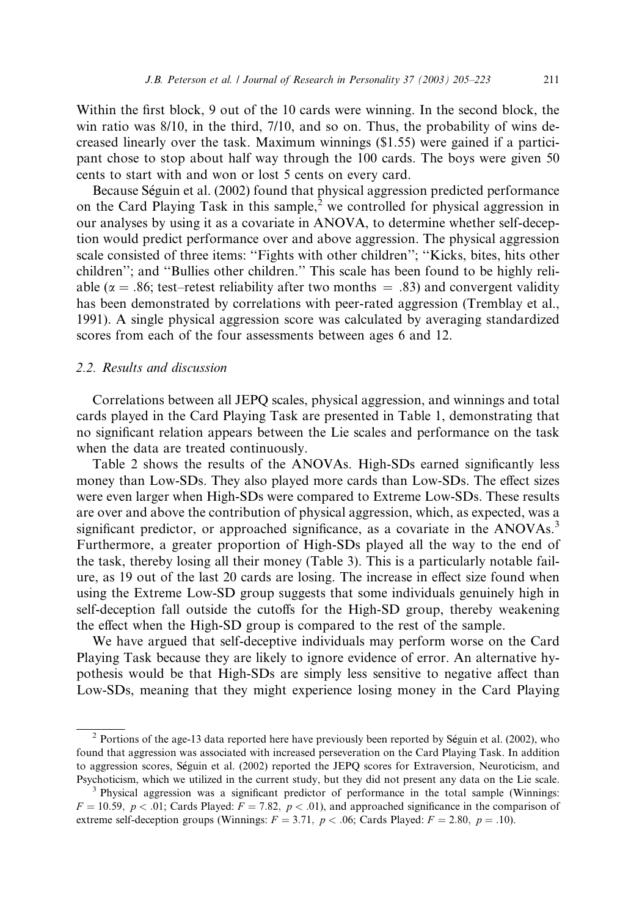Within the first block, 9 out of the 10 cards were winning. In the second block, the win ratio was 8/10, in the third, 7/10, and so on. Thus, the probability of wins decreased linearly over the task. Maximum winnings ($1.55) were gained if a participant chose to stop about half way through the 100 cards. The boys were given 50 cents to start with and won or lost 5 cents on every card.

Because Séguin et al. (2002) found that physical aggression predicted performance on the Card Playing Task in this sample,[2] we controlled for physical aggression in our analyses by using it as a covariate in ANOVA, to determine whether self-deception would predict performance over and above aggression. The physical aggression scale consisted of three items: "Fights with other children"; "Kicks, bites, hits other children"; and "Bullies other children." This scale has been found to be highly reliable ($\alpha = .86$; test–retest reliability after two months $= .83$) and convergent validity has been demonstrated by correlations with peer-rated aggression (Tremblay et al., 1991). A single physical aggression score was calculated by averaging standardized scores from each of the four assessments between ages 6 and 12.

### 2.2. Results and discussion

Correlations between all JEPQ scales, physical aggression, and winnings and total cards played in the Card Playing Task are presented in Table 1, demonstrating that no significant relation appears between the Lie scales and performance on the task when the data are treated continuously.

Table 2 shows the results of the ANOVAs. High-SDs earned significantly less money than Low-SDs. They also played more cards than Low-SDs. The effect sizes were even larger when High-SDs were compared to Extreme Low-SDs. These results are over and above the contribution of physical aggression, which, as expected, was a significant predictor, or approached significance, as a covariate in the ANOVAs.[3] Furthermore, a greater proportion of High-SDs played all the way to the end of the task, thereby losing all their money (Table 3). This is a particularly notable failure, as 19 out of the last 20 cards are losing. The increase in effect size found when using the Extreme Low-SD group suggests that some individuals genuinely high in self-deception fall outside the cutoffs for the High-SD group, thereby weakening the effect when the High-SD group is compared to the rest of the sample.

We have argued that self-deceptive individuals may perform worse on the Card Playing Task because they are likely to ignore evidence of error. An alternative hypothesis would be that High-SDs are simply less sensitive to negative affect than Low-SDs, meaning that they might experience losing money in the Card Playing

---

[2] Portions of the age-13 data reported here have previously been reported by Séguin et al. (2002), who found that aggression was associated with increased perseveration on the Card Playing Task. In addition to aggression scores, Séguin et al. (2002) reported the JEPQ scores for Extraversion, Neuroticism, and Psychoticism, which we utilized in the current study, but they did not present any data on the Lie scale.

[3] Physical aggression was a significant predictor of performance in the total sample (Winnings: $F = 10.59$, $p < .01$; Cards Played: $F = 7.82$, $p < .01$), and approached significance in the comparison of extreme self-deception groups (Winnings: $F = 3.71$, $p < .06$; Cards Played: $F = 2.80$, $p = .10$).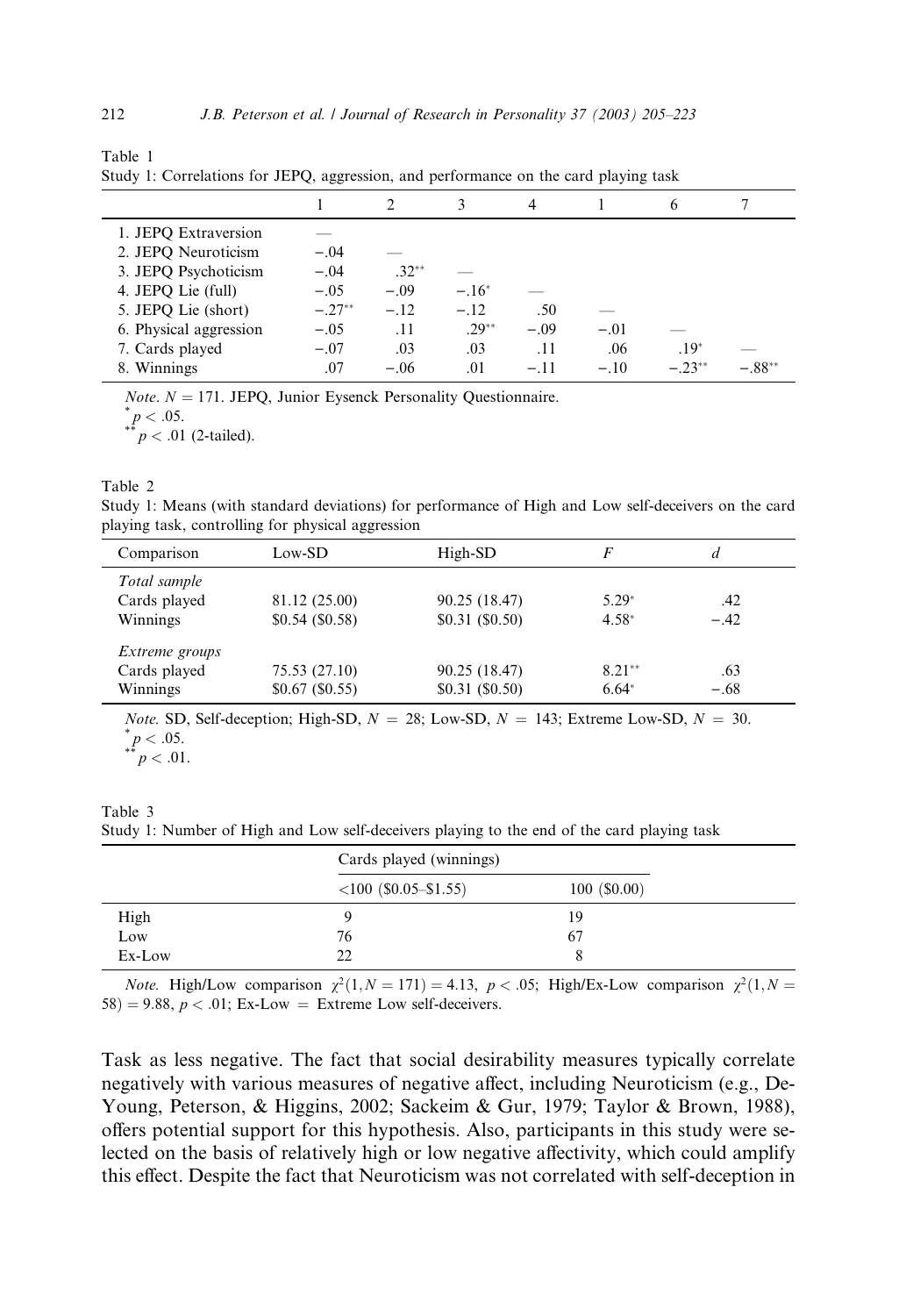Table 1
Study 1: Correlations for JEPQ, aggression, and performance on the card playing task

| | 1 | 2 | 3 | 4 | 1 | 6 | 7 |
|---|---|---|---|---|---|---|---|
| 1. JEPQ Extraversion | — | | | | | | |
| 2. JEPQ Neuroticism | −.04 | — | | | | | |
| 3. JEPQ Psychoticism | −.04 | .32** | — | | | | |
| 4. JEPQ Lie (full) | −.05 | −.09 | −.16* | — | | | |
| 5. JEPQ Lie (short) | −.27** | −.12 | −.12 | .50 | — | | |
| 6. Physical aggression | −.05 | .11 | .29** | −.09 | −.01 | — | |
| 7. Cards played | −.07 | .03 | .03 | .11 | .06 | .19* | — |
| 8. Winnings | .07 | −.06 | .01 | −.11 | −.10 | −.23** | −.88** |

*Note.* $N = 171$. JEPQ, Junior Eysenck Personality Questionnaire.
* $p < .05$.
** $p < .01$ (2-tailed).

Table 2
Study 1: Means (with standard deviations) for performance of High and Low self-deceivers on the card playing task, controlling for physical aggression

| Comparison | Low-SD | High-SD | $F$ | $d$ |
|---|---|---|---|---|
| *Total sample* | | | | |
| Cards played | 81.12 (25.00) | 90.25 (18.47) | 5.29* | .42 |
| Winnings | \$0.54 (\$0.58) | \$0.31 (\$0.50) | 4.58* | −.42 |
| *Extreme groups* | | | | |
| Cards played | 75.53 (27.10) | 90.25 (18.47) | 8.21** | .63 |
| Winnings | \$0.67 (\$0.55) | \$0.31 (\$0.50) | 6.64* | −.68 |

*Note.* SD, Self-deception; High-SD, $N = 28$; Low-SD, $N = 143$; Extreme Low-SD, $N = 30$.
* $p < .05$.
** $p < .01$.

Table 3
Study 1: Number of High and Low self-deceivers playing to the end of the card playing task

| | Cards played (winnings) | |
|---|---|---|
| | <100 (\$0.05–\$1.55) | 100 (\$0.00) |
| High | 9 | 19 |
| Low | 76 | 67 |
| Ex-Low | 22 | 8 |

*Note.* High/Low comparison $\chi^2(1, N = 171) = 4.13$, $p < .05$; High/Ex-Low comparison $\chi^2(1, N = 58) = 9.88$, $p < .01$; Ex-Low = Extreme Low self-deceivers.

Task as less negative. The fact that social desirability measures typically correlate negatively with various measures of negative affect, including Neuroticism (e.g., DeYoung, Peterson, & Higgins, 2002; Sackeim & Gur, 1979; Taylor & Brown, 1988), offers potential support for this hypothesis. Also, participants in this study were selected on the basis of relatively high or low negative affectivity, which could amplify this effect. Despite the fact that Neuroticism was not correlated with self-deception in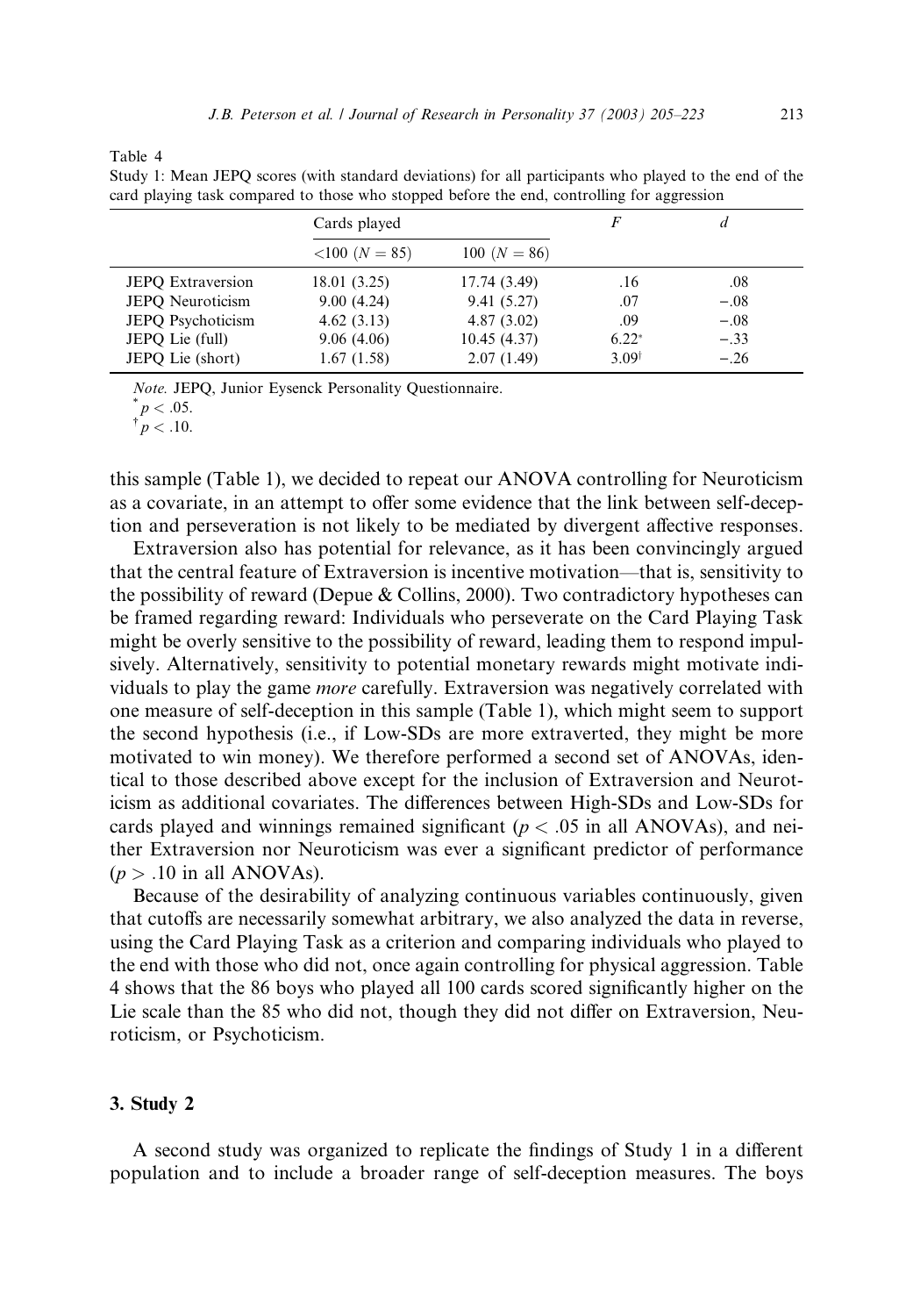Table 4
Study 1: Mean JEPQ scores (with standard deviations) for all participants who played to the end of the card playing task compared to those who stopped before the end, controlling for aggression

| | Cards played | | $F$ | $d$ |
|---|---|---|---|---|
| | <100 ($N = 85$) | 100 ($N = 86$) | | |
| JEPQ Extraversion | 18.01 (3.25) | 17.74 (3.49) | .16 | .08 |
| JEPQ Neuroticism | 9.00 (4.24) | 9.41 (5.27) | .07 | −.08 |
| JEPQ Psychoticism | 4.62 (3.13) | 4.87 (3.02) | .09 | −.08 |
| JEPQ Lie (full) | 9.06 (4.06) | 10.45 (4.37) | 6.22* | −.33 |
| JEPQ Lie (short) | 1.67 (1.58) | 2.07 (1.49) | 3.09† | −.26 |

*Note.* JEPQ, Junior Eysenck Personality Questionnaire.
\* $p < .05$.
† $p < .10$.

this sample (Table 1), we decided to repeat our ANOVA controlling for Neuroticism as a covariate, in an attempt to offer some evidence that the link between self-deception and perseveration is not likely to be mediated by divergent affective responses.

Extraversion also has potential for relevance, as it has been convincingly argued that the central feature of Extraversion is incentive motivation—that is, sensitivity to the possibility of reward (Depue & Collins, 2000). Two contradictory hypotheses can be framed regarding reward: Individuals who perseverate on the Card Playing Task might be overly sensitive to the possibility of reward, leading them to respond impulsively. Alternatively, sensitivity to potential monetary rewards might motivate individuals to play the game *more* carefully. Extraversion was negatively correlated with one measure of self-deception in this sample (Table 1), which might seem to support the second hypothesis (i.e., if Low-SDs are more extraverted, they might be more motivated to win money). We therefore performed a second set of ANOVAs, identical to those described above except for the inclusion of Extraversion and Neuroticism as additional covariates. The differences between High-SDs and Low-SDs for cards played and winnings remained significant ($p < .05$ in all ANOVAs), and neither Extraversion nor Neuroticism was ever a significant predictor of performance ($p > .10$ in all ANOVAs).

Because of the desirability of analyzing continuous variables continuously, given that cutoffs are necessarily somewhat arbitrary, we also analyzed the data in reverse, using the Card Playing Task as a criterion and comparing individuals who played to the end with those who did not, once again controlling for physical aggression. Table 4 shows that the 86 boys who played all 100 cards scored significantly higher on the Lie scale than the 85 who did not, though they did not differ on Extraversion, Neuroticism, or Psychoticism.

## 3. Study 2

A second study was organized to replicate the findings of Study 1 in a different population and to include a broader range of self-deception measures. The boys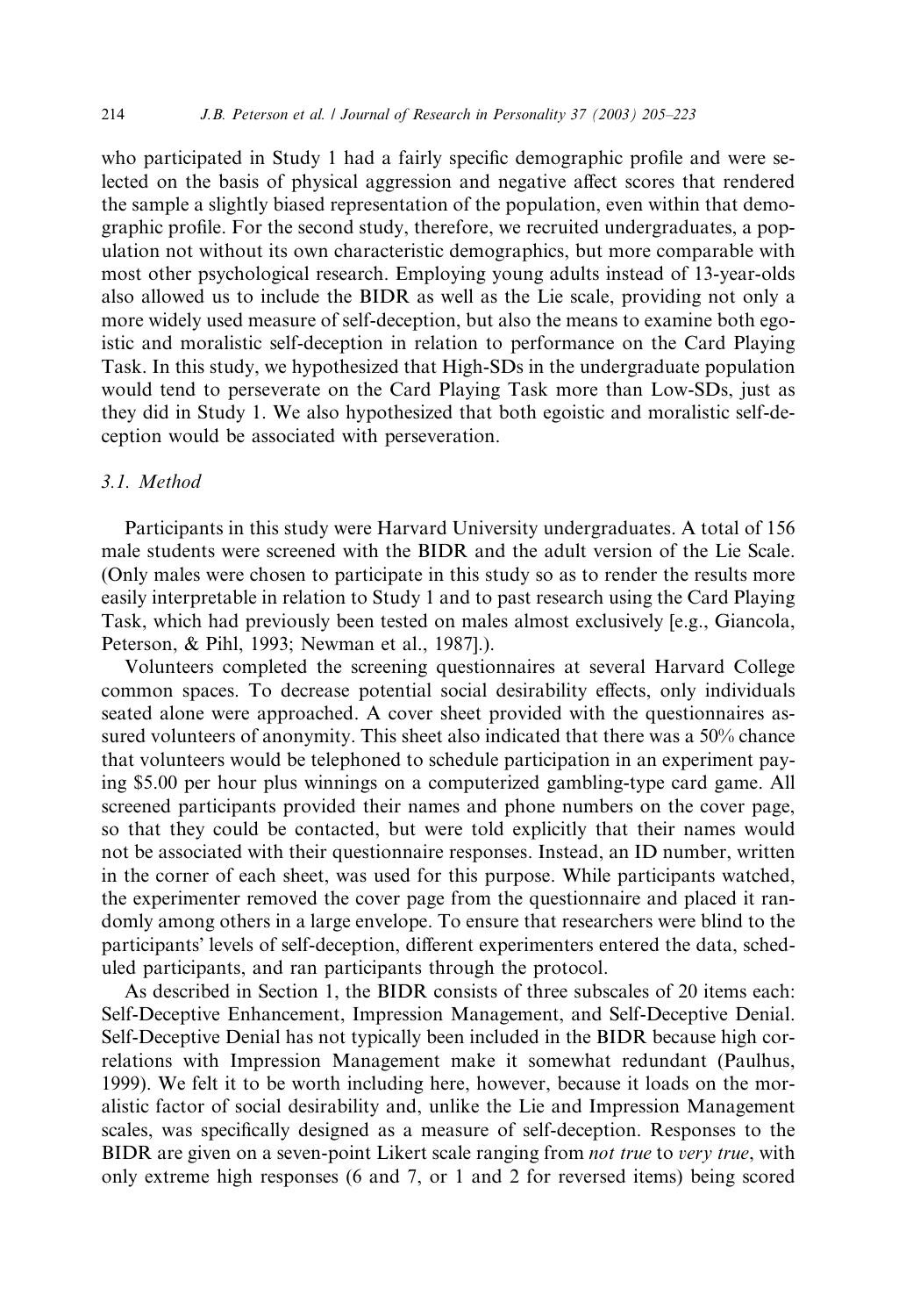who participated in Study 1 had a fairly specific demographic profile and were selected on the basis of physical aggression and negative affect scores that rendered the sample a slightly biased representation of the population, even within that demographic profile. For the second study, therefore, we recruited undergraduates, a population not without its own characteristic demographics, but more comparable with most other psychological research. Employing young adults instead of 13-year-olds also allowed us to include the BIDR as well as the Lie scale, providing not only a more widely used measure of self-deception, but also the means to examine both egoistic and moralistic self-deception in relation to performance on the Card Playing Task. In this study, we hypothesized that High-SDs in the undergraduate population would tend to perseverate on the Card Playing Task more than Low-SDs, just as they did in Study 1. We also hypothesized that both egoistic and moralistic self-deception would be associated with perseveration.

### 3.1. Method

Participants in this study were Harvard University undergraduates. A total of 156 male students were screened with the BIDR and the adult version of the Lie Scale. (Only males were chosen to participate in this study so as to render the results more easily interpretable in relation to Study 1 and to past research using the Card Playing Task, which had previously been tested on males almost exclusively [e.g., Giancola, Peterson, & Pihl, 1993; Newman et al., 1987].).

Volunteers completed the screening questionnaires at several Harvard College common spaces. To decrease potential social desirability effects, only individuals seated alone were approached. A cover sheet provided with the questionnaires assured volunteers of anonymity. This sheet also indicated that there was a 50% chance that volunteers would be telephoned to schedule participation in an experiment paying $5.00 per hour plus winnings on a computerized gambling-type card game. All screened participants provided their names and phone numbers on the cover page, so that they could be contacted, but were told explicitly that their names would not be associated with their questionnaire responses. Instead, an ID number, written in the corner of each sheet, was used for this purpose. While participants watched, the experimenter removed the cover page from the questionnaire and placed it randomly among others in a large envelope. To ensure that researchers were blind to the participants' levels of self-deception, different experimenters entered the data, scheduled participants, and ran participants through the protocol.

As described in Section 1, the BIDR consists of three subscales of 20 items each: Self-Deceptive Enhancement, Impression Management, and Self-Deceptive Denial. Self-Deceptive Denial has not typically been included in the BIDR because high correlations with Impression Management make it somewhat redundant (Paulhus, 1999). We felt it to be worth including here, however, because it loads on the moralistic factor of social desirability and, unlike the Lie and Impression Management scales, was specifically designed as a measure of self-deception. Responses to the BIDR are given on a seven-point Likert scale ranging from *not true* to *very true*, with only extreme high responses (6 and 7, or 1 and 2 for reversed items) being scored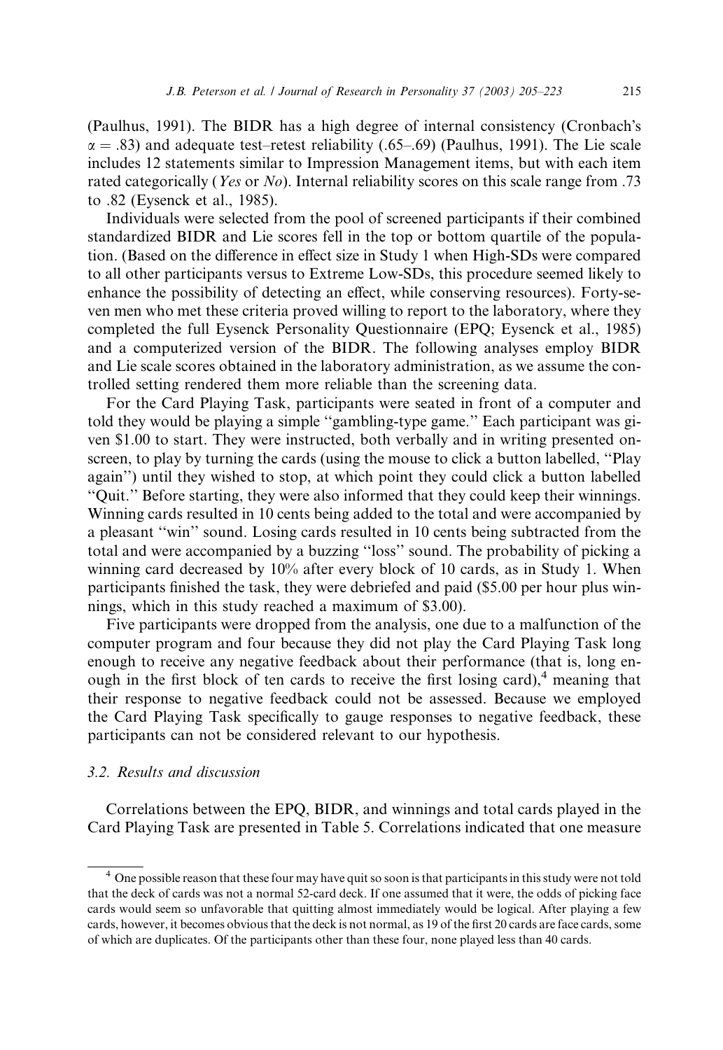(Paulhus, 1991). The BIDR has a high degree of internal consistency (Cronbach's $\alpha = .83$) and adequate test–retest reliability (.65–.69) (Paulhus, 1991). The Lie scale includes 12 statements similar to Impression Management items, but with each item rated categorically (*Yes* or *No*). Internal reliability scores on this scale range from .73 to .82 (Eysenck et al., 1985).

Individuals were selected from the pool of screened participants if their combined standardized BIDR and Lie scores fell in the top or bottom quartile of the population. (Based on the difference in effect size in Study 1 when High-SDs were compared to all other participants versus to Extreme Low-SDs, this procedure seemed likely to enhance the possibility of detecting an effect, while conserving resources). Forty-seven men who met these criteria proved willing to report to the laboratory, where they completed the full Eysenck Personality Questionnaire (EPQ; Eysenck et al., 1985) and a computerized version of the BIDR. The following analyses employ BIDR and Lie scale scores obtained in the laboratory administration, as we assume the controlled setting rendered them more reliable than the screening data.

For the Card Playing Task, participants were seated in front of a computer and told they would be playing a simple "gambling-type game." Each participant was given $1.00 to start. They were instructed, both verbally and in writing presented on-screen, to play by turning the cards (using the mouse to click a button labelled, "Play again") until they wished to stop, at which point they could click a button labelled "Quit." Before starting, they were also informed that they could keep their winnings. Winning cards resulted in 10 cents being added to the total and were accompanied by a pleasant "win" sound. Losing cards resulted in 10 cents being subtracted from the total and were accompanied by a buzzing "loss" sound. The probability of picking a winning card decreased by 10% after every block of 10 cards, as in Study 1. When participants finished the task, they were debriefed and paid ($5.00 per hour plus winnings, which in this study reached a maximum of $3.00).

Five participants were dropped from the analysis, one due to a malfunction of the computer program and four because they did not play the Card Playing Task long enough to receive any negative feedback about their performance (that is, long enough in the first block of ten cards to receive the first losing card),[4] meaning that their response to negative feedback could not be assessed. Because we employed the Card Playing Task specifically to gauge responses to negative feedback, these participants can not be considered relevant to our hypothesis.

### 3.2. Results and discussion

Correlations between the EPQ, BIDR, and winnings and total cards played in the Card Playing Task are presented in Table 5. Correlations indicated that one measure

[4] One possible reason that these four may have quit so soon is that participants in this study were not told that the deck of cards was not a normal 52-card deck. If one assumed that it were, the odds of picking face cards would seem so unfavorable that quitting almost immediately would be logical. After playing a few cards, however, it becomes obvious that the deck is not normal, as 19 of the first 20 cards are face cards, some of which are duplicates. Of the participants other than these four, none played less than 40 cards.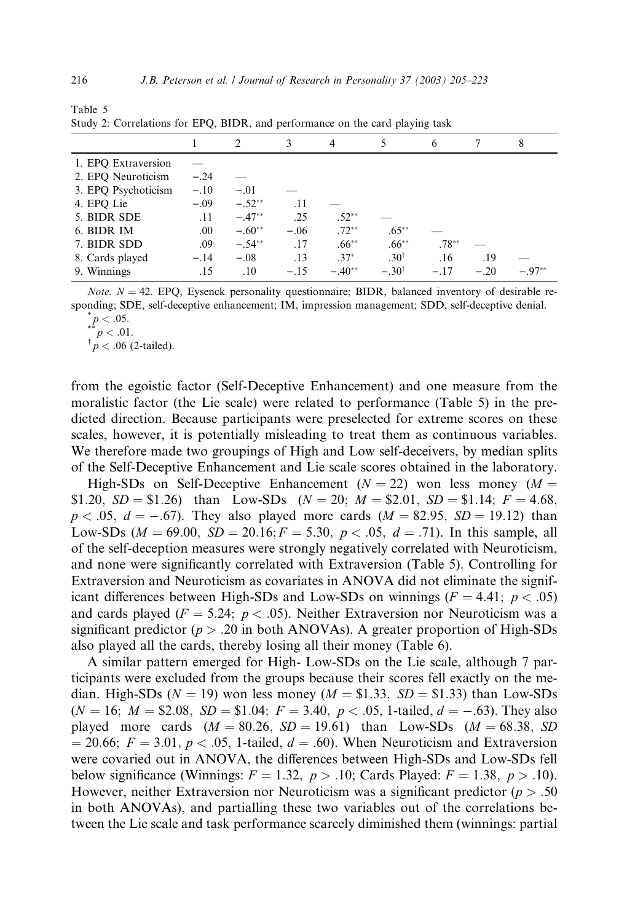Table 5
Study 2: Correlations for EPQ, BIDR, and performance on the card playing task

| | 1 | 2 | 3 | 4 | 5 | 6 | 7 | 8 |
|---|---|---|---|---|---|---|---|---|
| 1. EPQ Extraversion | — | | | | | | | |
| 2. EPQ Neuroticism | −.24 | — | | | | | | |
| 3. EPQ Psychoticism | −.10 | −.01 | — | | | | | |
| 4. EPQ Lie | −.09 | −.52** | .11 | — | | | | |
| 5. BIDR SDE | .11 | −.47** | .25 | .52** | — | | | |
| 6. BIDR IM | .00 | −.60** | −.06 | .72** | .65** | — | | |
| 7. BIDR SDD | .09 | −.54** | .17 | .66** | .66** | .78** | — | |
| 8. Cards played | −.14 | −.08 | .13 | .37* | .30† | .16 | .19 | — |
| 9. Winnings | .15 | .10 | −.15 | −.40** | −.30† | −.17 | −.20 | −.97** |

*Note.* $N = 42$. EPQ, Eysenck personality questionnaire; BIDR, balanced inventory of desirable responding; SDE, self-deceptive enhancement; IM, impression management; SDD, self-deceptive denial.

\* $p < .05$.

\*\* $p < .01$.

† $p < .06$ (2-tailed).

from the egoistic factor (Self-Deceptive Enhancement) and one measure from the moralistic factor (the Lie scale) were related to performance (Table 5) in the predicted direction. Because participants were preselected for extreme scores on these scales, however, it is potentially misleading to treat them as continuous variables. We therefore made two groupings of High and Low self-deceivers, by median splits of the Self-Deceptive Enhancement and Lie scale scores obtained in the laboratory.

High-SDs on Self-Deceptive Enhancement ($N = 22$) won less money ($M =$ \$1.20, $SD =$ \$1.26) than Low-SDs ($N = 20$; $M =$ \$2.01, $SD =$ \$1.14; $F = 4.68$, $p < .05$, $d = -.67$). They also played more cards ($M = 82.95$, $SD = 19.12$) than Low-SDs ($M = 69.00$, $SD = 20.16$; $F = 5.30$, $p < .05$, $d = .71$). In this sample, all of the self-deception measures were strongly negatively correlated with Neuroticism, and none were significantly correlated with Extraversion (Table 5). Controlling for Extraversion and Neuroticism as covariates in ANOVA did not eliminate the significant differences between High-SDs and Low-SDs on winnings ($F = 4.41$; $p < .05$) and cards played ($F = 5.24$; $p < .05$). Neither Extraversion nor Neuroticism was a significant predictor ($p > .20$ in both ANOVAs). A greater proportion of High-SDs also played all the cards, thereby losing all their money (Table 6).

A similar pattern emerged for High- Low-SDs on the Lie scale, although 7 participants were excluded from the groups because their scores fell exactly on the median. High-SDs ($N = 19$) won less money ($M =$ \$1.33, $SD =$ \$1.33) than Low-SDs ($N = 16$; $M =$ \$2.08, $SD =$ \$1.04; $F = 3.40$, $p < .05$, 1-tailed, $d = -.63$). They also played more cards ($M = 80.26$, $SD = 19.61$) than Low-SDs ($M = 68.38$, $SD = 20.66$; $F = 3.01$, $p < .05$, 1-tailed, $d = .60$). When Neuroticism and Extraversion were covaried out in ANOVA, the differences between High-SDs and Low-SDs fell below significance (Winnings: $F = 1.32$, $p > .10$; Cards Played: $F = 1.38$, $p > .10$). However, neither Extraversion nor Neuroticism was a significant predictor ($p > .50$ in both ANOVAs), and partialling these two variables out of the correlations between the Lie scale and task performance scarcely diminished them (winnings: partial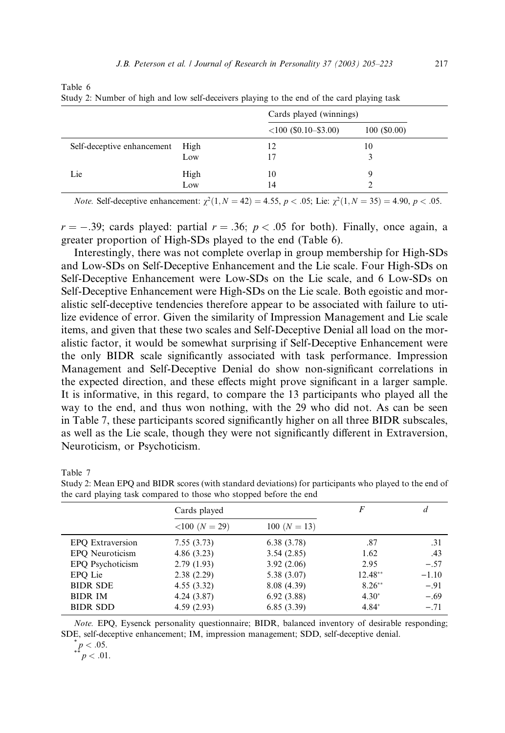Table 6
Study 2: Number of high and low self-deceivers playing to the end of the card playing task

| | | Cards played (winnings) | |
|---|---|---|---|
| | | <100 ($0.10–$3.00) | 100 ($0.00) |
| Self-deceptive enhancement | High | 12 | 10 |
| | Low | 17 | 3 |
| Lie | High | 10 | 9 |
| | Low | 14 | 2 |

*Note.* Self-deceptive enhancement: $\chi^2(1, N = 42) = 4.55$, $p < .05$; Lie: $\chi^2(1, N = 35) = 4.90$, $p < .05$.

$r = -.39$; cards played: partial $r = .36$; $p < .05$ for both). Finally, once again, a greater proportion of High-SDs played to the end (Table 6).

Interestingly, there was not complete overlap in group membership for High-SDs and Low-SDs on Self-Deceptive Enhancement and the Lie scale. Four High-SDs on Self-Deceptive Enhancement were Low-SDs on the Lie scale, and 6 Low-SDs on Self-Deceptive Enhancement were High-SDs on the Lie scale. Both egoistic and moralistic self-deceptive tendencies therefore appear to be associated with failure to utilize evidence of error. Given the similarity of Impression Management and Lie scale items, and given that these two scales and Self-Deceptive Denial all load on the moralistic factor, it would be somewhat surprising if Self-Deceptive Enhancement were the only BIDR scale significantly associated with task performance. Impression Management and Self-Deceptive Denial do show non-significant correlations in the expected direction, and these effects might prove significant in a larger sample. It is informative, in this regard, to compare the 13 participants who played all the way to the end, and thus won nothing, with the 29 who did not. As can be seen in Table 7, these participants scored significantly higher on all three BIDR subscales, as well as the Lie scale, though they were not significantly different in Extraversion, Neuroticism, or Psychoticism.

Table 7
Study 2: Mean EPQ and BIDR scores (with standard deviations) for participants who played to the end of the card playing task compared to those who stopped before the end

| | Cards played | | $F$ | $d$ |
|---|---|---|---|---|
| | <100 ($N = 29$) | 100 ($N = 13$) | | |
| EPQ Extraversion | 7.55 (3.73) | 6.38 (3.78) | .87 | .31 |
| EPQ Neuroticism | 4.86 (3.23) | 3.54 (2.85) | 1.62 | .43 |
| EPQ Psychoticism | 2.79 (1.93) | 3.92 (2.06) | 2.95 | −.57 |
| EPQ Lie | 2.38 (2.29) | 5.38 (3.07) | 12.48** | −1.10 |
| BIDR SDE | 4.55 (3.32) | 8.08 (4.39) | 8.26** | −.91 |
| BIDR IM | 4.24 (3.87) | 6.92 (3.88) | 4.30* | −.69 |
| BIDR SDD | 4.59 (2.93) | 6.85 (3.39) | 4.84* | −.71 |

*Note.* EPQ, Eysenck personality questionnaire; BIDR, balanced inventory of desirable responding; SDE, self-deceptive enhancement; IM, impression management; SDD, self-deceptive denial.

* $p < .05$.

** $p < .01$.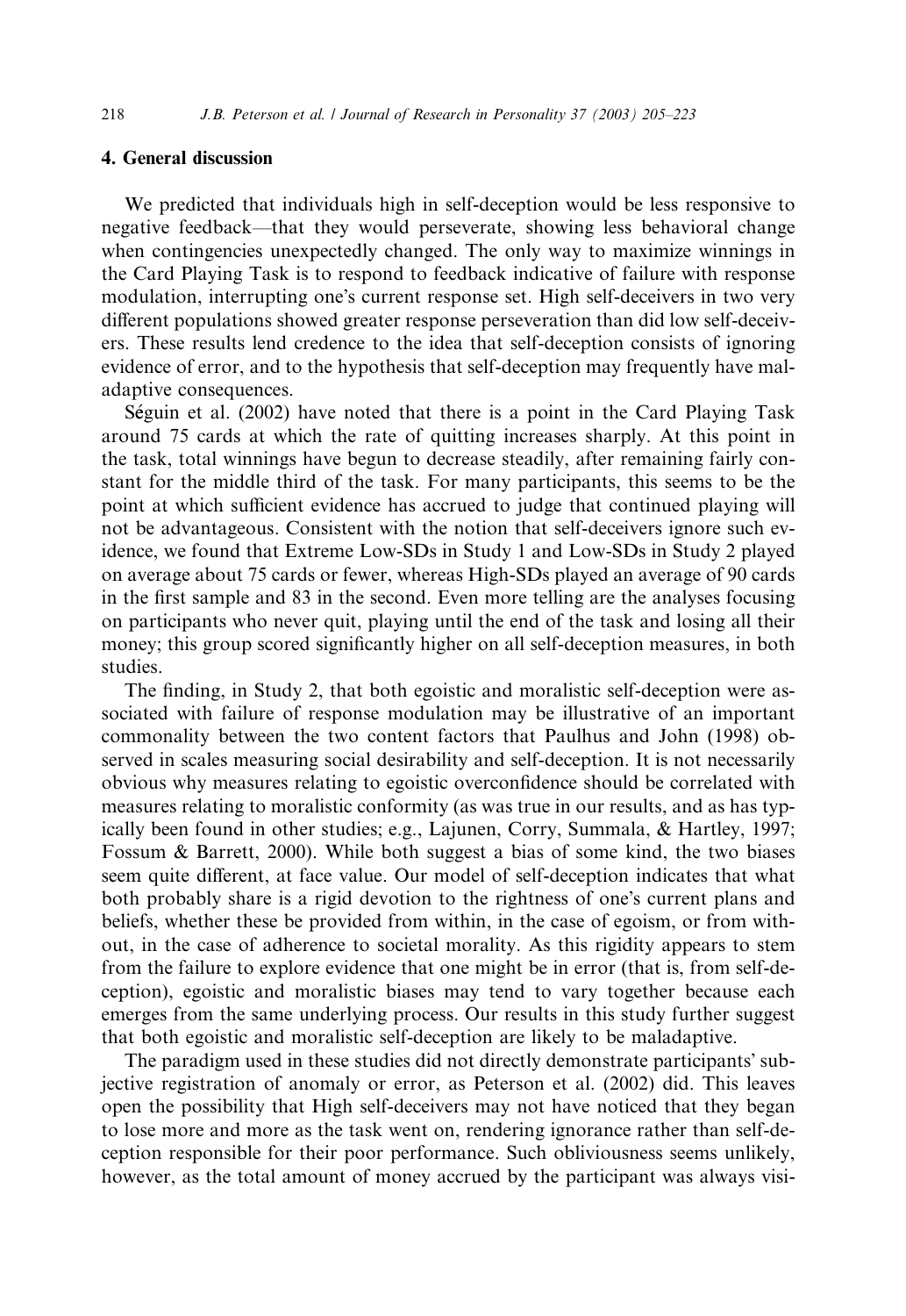## 4. General discussion

We predicted that individuals high in self-deception would be less responsive to negative feedback—that they would perseverate, showing less behavioral change when contingencies unexpectedly changed. The only way to maximize winnings in the Card Playing Task is to respond to feedback indicative of failure with response modulation, interrupting one's current response set. High self-deceivers in two very different populations showed greater response perseveration than did low self-deceivers. These results lend credence to the idea that self-deception consists of ignoring evidence of error, and to the hypothesis that self-deception may frequently have maladaptive consequences.

Séguin et al. (2002) have noted that there is a point in the Card Playing Task around 75 cards at which the rate of quitting increases sharply. At this point in the task, total winnings have begun to decrease steadily, after remaining fairly constant for the middle third of the task. For many participants, this seems to be the point at which sufficient evidence has accrued to judge that continued playing will not be advantageous. Consistent with the notion that self-deceivers ignore such evidence, we found that Extreme Low-SDs in Study 1 and Low-SDs in Study 2 played on average about 75 cards or fewer, whereas High-SDs played an average of 90 cards in the first sample and 83 in the second. Even more telling are the analyses focusing on participants who never quit, playing until the end of the task and losing all their money; this group scored significantly higher on all self-deception measures, in both studies.

The finding, in Study 2, that both egoistic and moralistic self-deception were associated with failure of response modulation may be illustrative of an important commonality between the two content factors that Paulhus and John (1998) observed in scales measuring social desirability and self-deception. It is not necessarily obvious why measures relating to egoistic overconfidence should be correlated with measures relating to moralistic conformity (as was true in our results, and as has typically been found in other studies; e.g., Lajunen, Corry, Summala, & Hartley, 1997; Fossum & Barrett, 2000). While both suggest a bias of some kind, the two biases seem quite different, at face value. Our model of self-deception indicates that what both probably share is a rigid devotion to the rightness of one's current plans and beliefs, whether these be provided from within, in the case of egoism, or from without, in the case of adherence to societal morality. As this rigidity appears to stem from the failure to explore evidence that one might be in error (that is, from self-deception), egoistic and moralistic biases may tend to vary together because each emerges from the same underlying process. Our results in this study further suggest that both egoistic and moralistic self-deception are likely to be maladaptive.

The paradigm used in these studies did not directly demonstrate participants' subjective registration of anomaly or error, as Peterson et al. (2002) did. This leaves open the possibility that High self-deceivers may not have noticed that they began to lose more and more as the task went on, rendering ignorance rather than self-deception responsible for their poor performance. Such obliviousness seems unlikely, however, as the total amount of money accrued by the participant was always visi-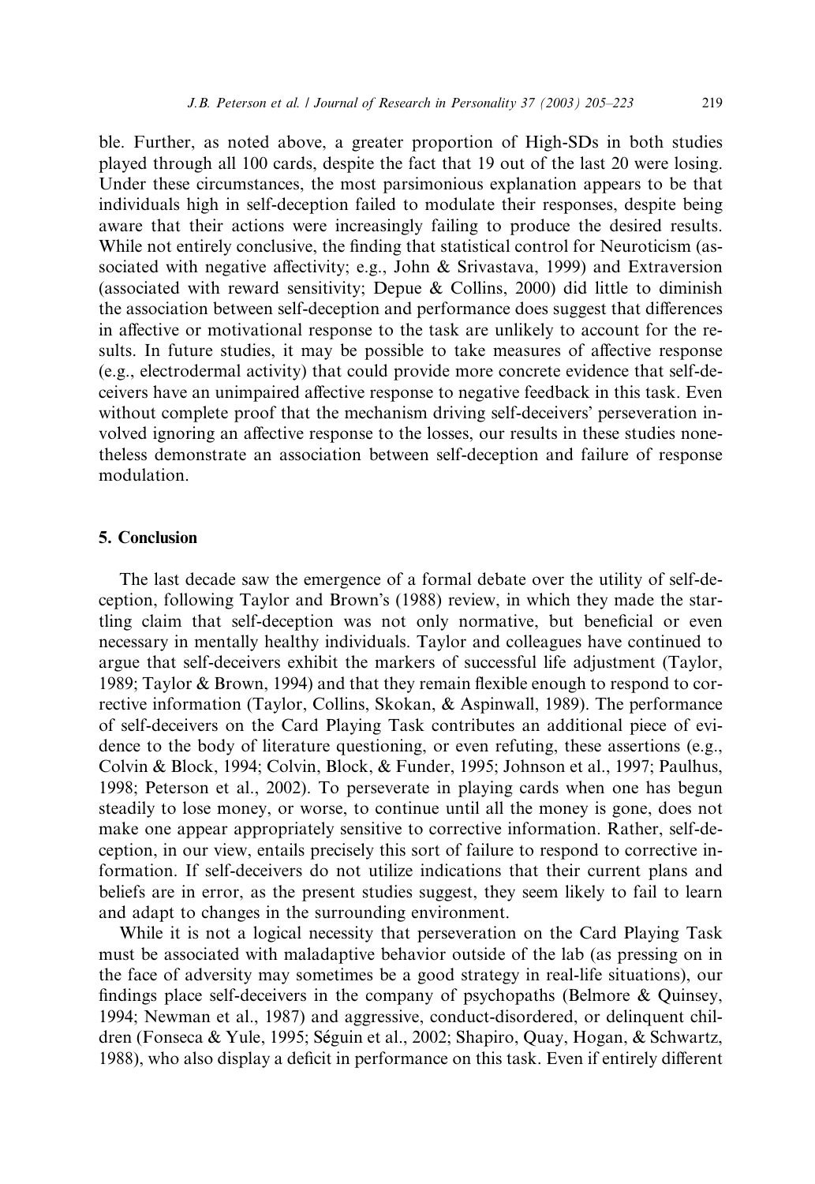ble. Further, as noted above, a greater proportion of High-SDs in both studies played through all 100 cards, despite the fact that 19 out of the last 20 were losing. Under these circumstances, the most parsimonious explanation appears to be that individuals high in self-deception failed to modulate their responses, despite being aware that their actions were increasingly failing to produce the desired results. While not entirely conclusive, the finding that statistical control for Neuroticism (associated with negative affectivity; e.g., John & Srivastava, 1999) and Extraversion (associated with reward sensitivity; Depue & Collins, 2000) did little to diminish the association between self-deception and performance does suggest that differences in affective or motivational response to the task are unlikely to account for the results. In future studies, it may be possible to take measures of affective response (e.g., electrodermal activity) that could provide more concrete evidence that self-deceivers have an unimpaired affective response to negative feedback in this task. Even without complete proof that the mechanism driving self-deceivers' perseveration involved ignoring an affective response to the losses, our results in these studies nonetheless demonstrate an association between self-deception and failure of response modulation.

## 5. Conclusion

The last decade saw the emergence of a formal debate over the utility of self-deception, following Taylor and Brown's (1988) review, in which they made the startling claim that self-deception was not only normative, but beneficial or even necessary in mentally healthy individuals. Taylor and colleagues have continued to argue that self-deceivers exhibit the markers of successful life adjustment (Taylor, 1989; Taylor & Brown, 1994) and that they remain flexible enough to respond to corrective information (Taylor, Collins, Skokan, & Aspinwall, 1989). The performance of self-deceivers on the Card Playing Task contributes an additional piece of evidence to the body of literature questioning, or even refuting, these assertions (e.g., Colvin & Block, 1994; Colvin, Block, & Funder, 1995; Johnson et al., 1997; Paulhus, 1998; Peterson et al., 2002). To perseverate in playing cards when one has begun steadily to lose money, or worse, to continue until all the money is gone, does not make one appear appropriately sensitive to corrective information. Rather, self-deception, in our view, entails precisely this sort of failure to respond to corrective information. If self-deceivers do not utilize indications that their current plans and beliefs are in error, as the present studies suggest, they seem likely to fail to learn and adapt to changes in the surrounding environment.

While it is not a logical necessity that perseveration on the Card Playing Task must be associated with maladaptive behavior outside of the lab (as pressing on in the face of adversity may sometimes be a good strategy in real-life situations), our findings place self-deceivers in the company of psychopaths (Belmore & Quinsey, 1994; Newman et al., 1987) and aggressive, conduct-disordered, or delinquent children (Fonseca & Yule, 1995; Séguin et al., 2002; Shapiro, Quay, Hogan, & Schwartz, 1988), who also display a deficit in performance on this task. Even if entirely different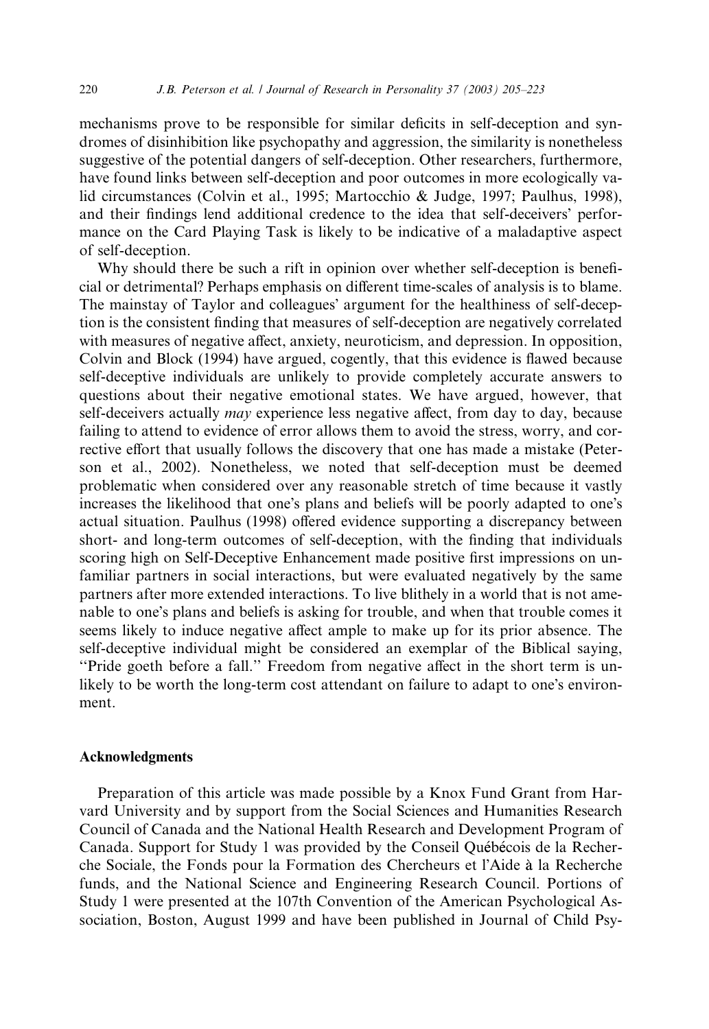mechanisms prove to be responsible for similar deficits in self-deception and syndromes of disinhibition like psychopathy and aggression, the similarity is nonetheless suggestive of the potential dangers of self-deception. Other researchers, furthermore, have found links between self-deception and poor outcomes in more ecologically valid circumstances (Colvin et al., 1995; Martocchio & Judge, 1997; Paulhus, 1998), and their findings lend additional credence to the idea that self-deceivers' performance on the Card Playing Task is likely to be indicative of a maladaptive aspect of self-deception.

Why should there be such a rift in opinion over whether self-deception is beneficial or detrimental? Perhaps emphasis on different time-scales of analysis is to blame. The mainstay of Taylor and colleagues' argument for the healthiness of self-deception is the consistent finding that measures of self-deception are negatively correlated with measures of negative affect, anxiety, neuroticism, and depression. In opposition, Colvin and Block (1994) have argued, cogently, that this evidence is flawed because self-deceptive individuals are unlikely to provide completely accurate answers to questions about their negative emotional states. We have argued, however, that self-deceivers actually *may* experience less negative affect, from day to day, because failing to attend to evidence of error allows them to avoid the stress, worry, and corrective effort that usually follows the discovery that one has made a mistake (Peterson et al., 2002). Nonetheless, we noted that self-deception must be deemed problematic when considered over any reasonable stretch of time because it vastly increases the likelihood that one's plans and beliefs will be poorly adapted to one's actual situation. Paulhus (1998) offered evidence supporting a discrepancy between short- and long-term outcomes of self-deception, with the finding that individuals scoring high on Self-Deceptive Enhancement made positive first impressions on unfamiliar partners in social interactions, but were evaluated negatively by the same partners after more extended interactions. To live blithely in a world that is not amenable to one's plans and beliefs is asking for trouble, and when that trouble comes it seems likely to induce negative affect ample to make up for its prior absence. The self-deceptive individual might be considered an exemplar of the Biblical saying, "Pride goeth before a fall." Freedom from negative affect in the short term is unlikely to be worth the long-term cost attendant on failure to adapt to one's environment.

## Acknowledgments

Preparation of this article was made possible by a Knox Fund Grant from Harvard University and by support from the Social Sciences and Humanities Research Council of Canada and the National Health Research and Development Program of Canada. Support for Study 1 was provided by the Conseil Québécois de la Recherche Sociale, the Fonds pour la Formation des Chercheurs et l'Aide à la Recherche funds, and the National Science and Engineering Research Council. Portions of Study 1 were presented at the 107th Convention of the American Psychological Association, Boston, August 1999 and have been published in Journal of Child Psy-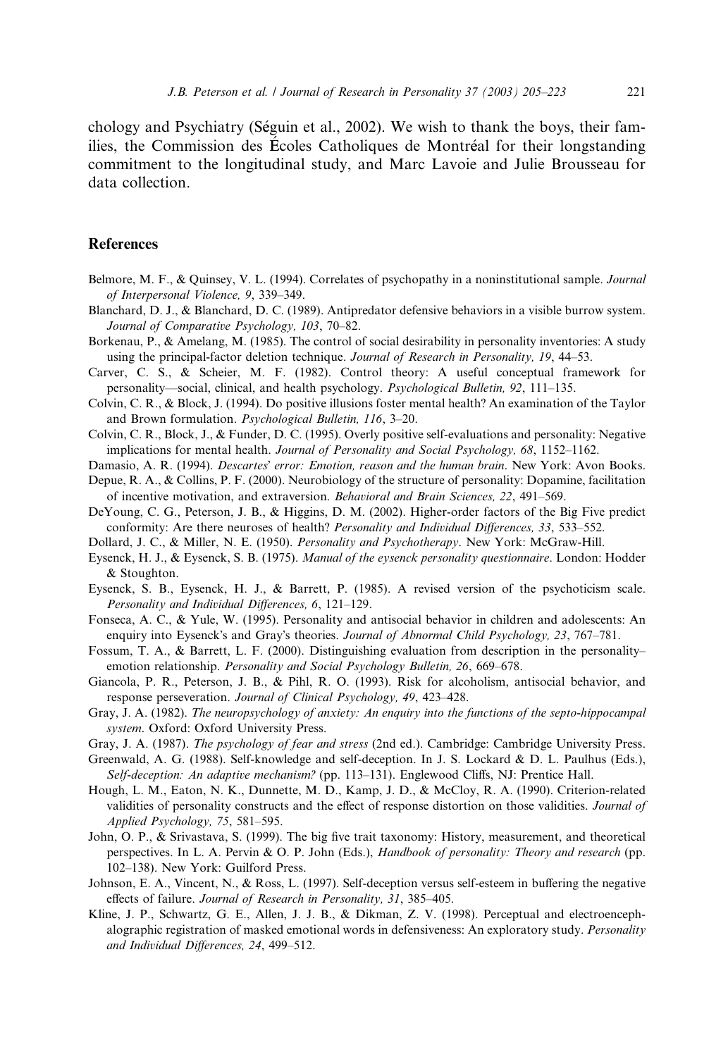chology and Psychiatry (Séguin et al., 2002). We wish to thank the boys, their families, the Commission des Écoles Catholiques de Montréal for their longstanding commitment to the longitudinal study, and Marc Lavoie and Julie Brousseau for data collection.

## References

Belmore, M. F., & Quinsey, V. L. (1994). Correlates of psychopathy in a noninstitutional sample. *Journal of Interpersonal Violence, 9*, 339–349.

Blanchard, D. J., & Blanchard, D. C. (1989). Antipredator defensive behaviors in a visible burrow system. *Journal of Comparative Psychology, 103*, 70–82.

Borkenau, P., & Amelang, M. (1985). The control of social desirability in personality inventories: A study using the principal-factor deletion technique. *Journal of Research in Personality, 19*, 44–53.

Carver, C. S., & Scheier, M. F. (1982). Control theory: A useful conceptual framework for personality—social, clinical, and health psychology. *Psychological Bulletin, 92*, 111–135.

Colvin, C. R., & Block, J. (1994). Do positive illusions foster mental health? An examination of the Taylor and Brown formulation. *Psychological Bulletin, 116*, 3–20.

Colvin, C. R., Block, J., & Funder, D. C. (1995). Overly positive self-evaluations and personality: Negative implications for mental health. *Journal of Personality and Social Psychology, 68*, 1152–1162.

Damasio, A. R. (1994). *Descartes' error: Emotion, reason and the human brain*. New York: Avon Books.

Depue, R. A., & Collins, P. F. (2000). Neurobiology of the structure of personality: Dopamine, facilitation of incentive motivation, and extraversion. *Behavioral and Brain Sciences, 22*, 491–569.

DeYoung, C. G., Peterson, J. B., & Higgins, D. M. (2002). Higher-order factors of the Big Five predict conformity: Are there neuroses of health? *Personality and Individual Differences, 33*, 533–552.

Dollard, J. C., & Miller, N. E. (1950). *Personality and Psychotherapy*. New York: McGraw-Hill.

Eysenck, H. J., & Eysenck, S. B. (1975). *Manual of the eysenck personality questionnaire*. London: Hodder & Stoughton.

Eysenck, S. B., Eysenck, H. J., & Barrett, P. (1985). A revised version of the psychoticism scale. *Personality and Individual Differences, 6*, 121–129.

Fonseca, A. C., & Yule, W. (1995). Personality and antisocial behavior in children and adolescents: An enquiry into Eysenck's and Gray's theories. *Journal of Abnormal Child Psychology, 23*, 767–781.

Fossum, T. A., & Barrett, L. F. (2000). Distinguishing evaluation from description in the personality–emotion relationship. *Personality and Social Psychology Bulletin, 26*, 669–678.

Giancola, P. R., Peterson, J. B., & Pihl, R. O. (1993). Risk for alcoholism, antisocial behavior, and response perseveration. *Journal of Clinical Psychology, 49*, 423–428.

Gray, J. A. (1982). *The neuropsychology of anxiety: An enquiry into the functions of the septo-hippocampal system*. Oxford: Oxford University Press.

Gray, J. A. (1987). *The psychology of fear and stress* (2nd ed.). Cambridge: Cambridge University Press.

Greenwald, A. G. (1988). Self-knowledge and self-deception. In J. S. Lockard & D. L. Paulhus (Eds.), *Self-deception: An adaptive mechanism?* (pp. 113–131). Englewood Cliffs, NJ: Prentice Hall.

Hough, L. M., Eaton, N. K., Dunnette, M. D., Kamp, J. D., & McCloy, R. A. (1990). Criterion-related validities of personality constructs and the effect of response distortion on those validities. *Journal of Applied Psychology, 75*, 581–595.

John, O. P., & Srivastava, S. (1999). The big five trait taxonomy: History, measurement, and theoretical perspectives. In L. A. Pervin & O. P. John (Eds.), *Handbook of personality: Theory and research* (pp. 102–138). New York: Guilford Press.

Johnson, E. A., Vincent, N., & Ross, L. (1997). Self-deception versus self-esteem in buffering the negative effects of failure. *Journal of Research in Personality, 31*, 385–405.

Kline, J. P., Schwartz, G. E., Allen, J. J. B., & Dikman, Z. V. (1998). Perceptual and electroencephalographic registration of masked emotional words in defensiveness: An exploratory study. *Personality and Individual Differences, 24*, 499–512.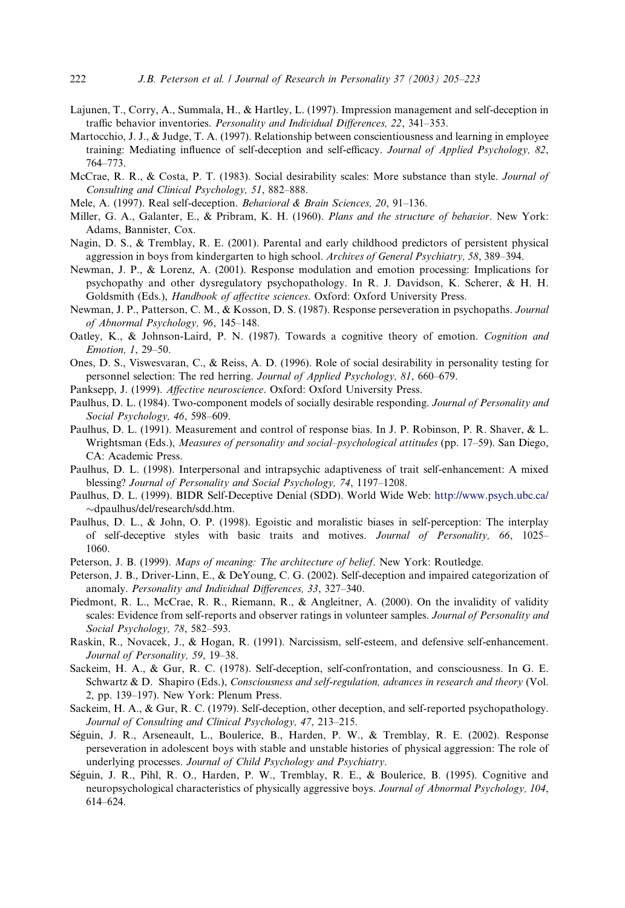Lajunen, T., Corry, A., Summala, H., & Hartley, L. (1997). Impression management and self-deception in traffic behavior inventories. *Personality and Individual Differences, 22*, 341–353.

Martocchio, J. J., & Judge, T. A. (1997). Relationship between conscientiousness and learning in employee training: Mediating influence of self-deception and self-efficacy. *Journal of Applied Psychology, 82*, 764–773.

McCrae, R. R., & Costa, P. T. (1983). Social desirability scales: More substance than style. *Journal of Consulting and Clinical Psychology, 51*, 882–888.

Mele, A. (1997). Real self-deception. *Behavioral & Brain Sciences, 20*, 91–136.

Miller, G. A., Galanter, E., & Pribram, K. H. (1960). *Plans and the structure of behavior*. New York: Adams, Bannister, Cox.

Nagin, D. S., & Tremblay, R. E. (2001). Parental and early childhood predictors of persistent physical aggression in boys from kindergarten to high school. *Archives of General Psychiatry, 58*, 389–394.

Newman, J. P., & Lorenz, A. (2001). Response modulation and emotion processing: Implications for psychopathy and other dysregulatory psychopathology. In R. J. Davidson, K. Scherer, & H. H. Goldsmith (Eds.), *Handbook of affective sciences*. Oxford: Oxford University Press.

Newman, J. P., Patterson, C. M., & Kosson, D. S. (1987). Response perseveration in psychopaths. *Journal of Abnormal Psychology, 96*, 145–148.

Oatley, K., & Johnson-Laird, P. N. (1987). Towards a cognitive theory of emotion. *Cognition and Emotion, 1*, 29–50.

Ones, D. S., Viswesvaran, C., & Reiss, A. D. (1996). Role of social desirability in personality testing for personnel selection: The red herring. *Journal of Applied Psychology, 81*, 660–679.

Panksepp, J. (1999). *Affective neuroscience*. Oxford: Oxford University Press.

Paulhus, D. L. (1984). Two-component models of socially desirable responding. *Journal of Personality and Social Psychology, 46*, 598–609.

Paulhus, D. L. (1991). Measurement and control of response bias. In J. P. Robinson, P. R. Shaver, & L. Wrightsman (Eds.), *Measures of personality and social–psychological attitudes* (pp. 17–59). San Diego, CA: Academic Press.

Paulhus, D. L. (1998). Interpersonal and intrapsychic adaptiveness of trait self-enhancement: A mixed blessing? *Journal of Personality and Social Psychology, 74*, 1197–1208.

Paulhus, D. L. (1999). BIDR Self-Deceptive Denial (SDD). World Wide Web: http://www.psych.ubc.ca/~dpaulhus/del/research/sdd.htm.

Paulhus, D. L., & John, O. P. (1998). Egoistic and moralistic biases in self-perception: The interplay of self-deceptive styles with basic traits and motives. *Journal of Personality, 66*, 1025–1060.

Peterson, J. B. (1999). *Maps of meaning: The architecture of belief*. New York: Routledge.

Peterson, J. B., Driver-Linn, E., & DeYoung, C. G. (2002). Self-deception and impaired categorization of anomaly. *Personality and Individual Differences, 33*, 327–340.

Piedmont, R. L., McCrae, R. R., Riemann, R., & Angleitner, A. (2000). On the invalidity of validity scales: Evidence from self-reports and observer ratings in volunteer samples. *Journal of Personality and Social Psychology, 78*, 582–593.

Raskin, R., Novacek, J., & Hogan, R. (1991). Narcissism, self-esteem, and defensive self-enhancement. *Journal of Personality, 59*, 19–38.

Sackeim, H. A., & Gur, R. C. (1978). Self-deception, self-confrontation, and consciousness. In G. E. Schwartz & D. Shapiro (Eds.), *Consciousness and self-regulation, advances in research and theory* (Vol. 2, pp. 139–197). New York: Plenum Press.

Sackeim, H. A., & Gur, R. C. (1979). Self-deception, other deception, and self-reported psychopathology. *Journal of Consulting and Clinical Psychology, 47*, 213–215.

Séguin, J. R., Arseneault, L., Boulerice, B., Harden, P. W., & Tremblay, R. E. (2002). Response perseveration in adolescent boys with stable and unstable histories of physical aggression: The role of underlying processes. *Journal of Child Psychology and Psychiatry*.

Séguin, J. R., Pihl, R. O., Harden, P. W., Tremblay, R. E., & Boulerice, B. (1995). Cognitive and neuropsychological characteristics of physically aggressive boys. *Journal of Abnormal Psychology, 104*, 614–624.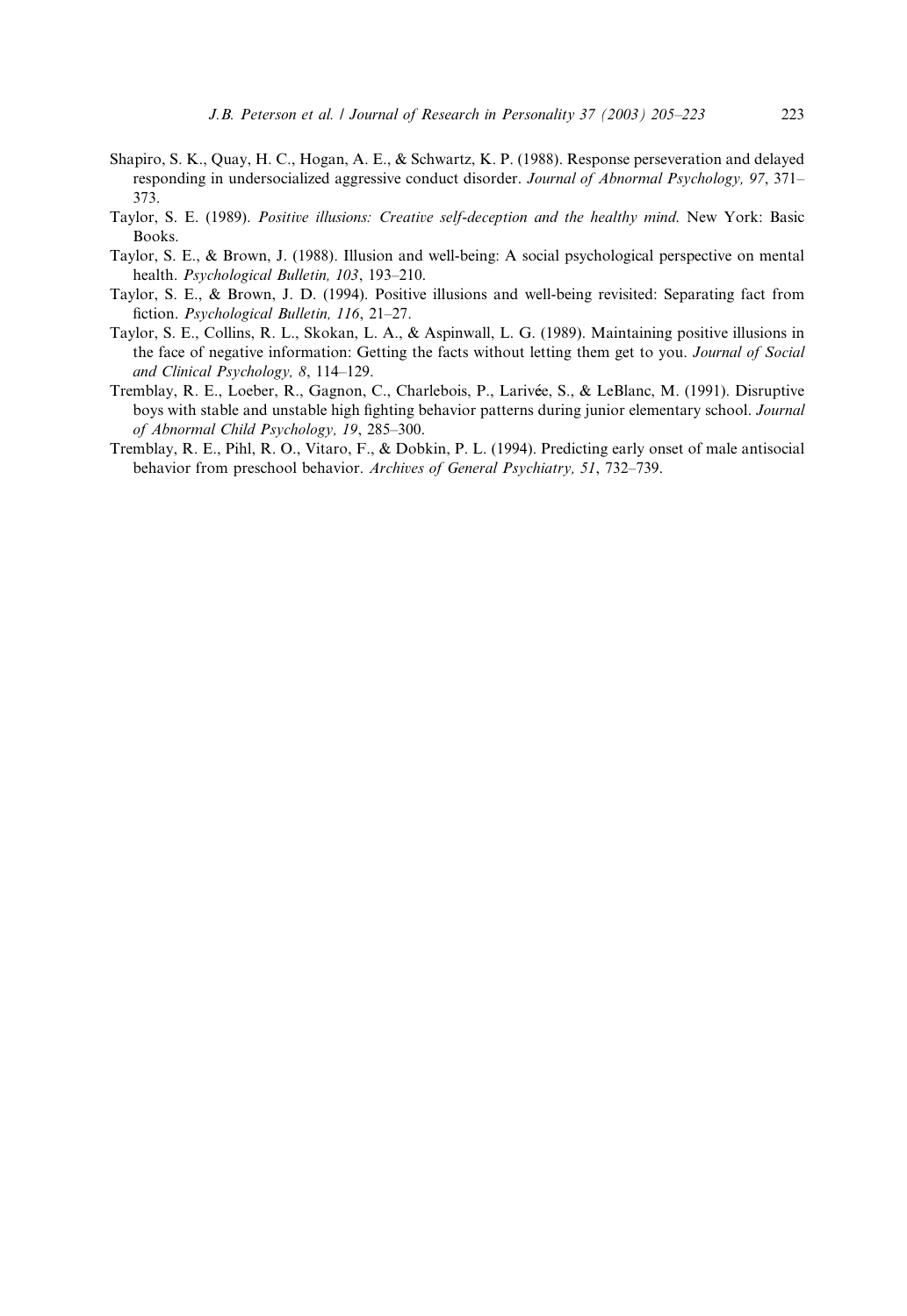Shapiro, S. K., Quay, H. C., Hogan, A. E., & Schwartz, K. P. (1988). Response perseveration and delayed responding in undersocialized aggressive conduct disorder. *Journal of Abnormal Psychology, 97*, 371–373.

Taylor, S. E. (1989). *Positive illusions: Creative self-deception and the healthy mind*. New York: Basic Books.

Taylor, S. E., & Brown, J. (1988). Illusion and well-being: A social psychological perspective on mental health. *Psychological Bulletin, 103*, 193–210.

Taylor, S. E., & Brown, J. D. (1994). Positive illusions and well-being revisited: Separating fact from fiction. *Psychological Bulletin, 116*, 21–27.

Taylor, S. E., Collins, R. L., Skokan, L. A., & Aspinwall, L. G. (1989). Maintaining positive illusions in the face of negative information: Getting the facts without letting them get to you. *Journal of Social and Clinical Psychology, 8*, 114–129.

Tremblay, R. E., Loeber, R., Gagnon, C., Charlebois, P., Larivée, S., & LeBlanc, M. (1991). Disruptive boys with stable and unstable high fighting behavior patterns during junior elementary school. *Journal of Abnormal Child Psychology, 19*, 285–300.

Tremblay, R. E., Pihl, R. O., Vitaro, F., & Dobkin, P. L. (1994). Predicting early onset of male antisocial behavior from preschool behavior. *Archives of General Psychiatry, 51*, 732–739.